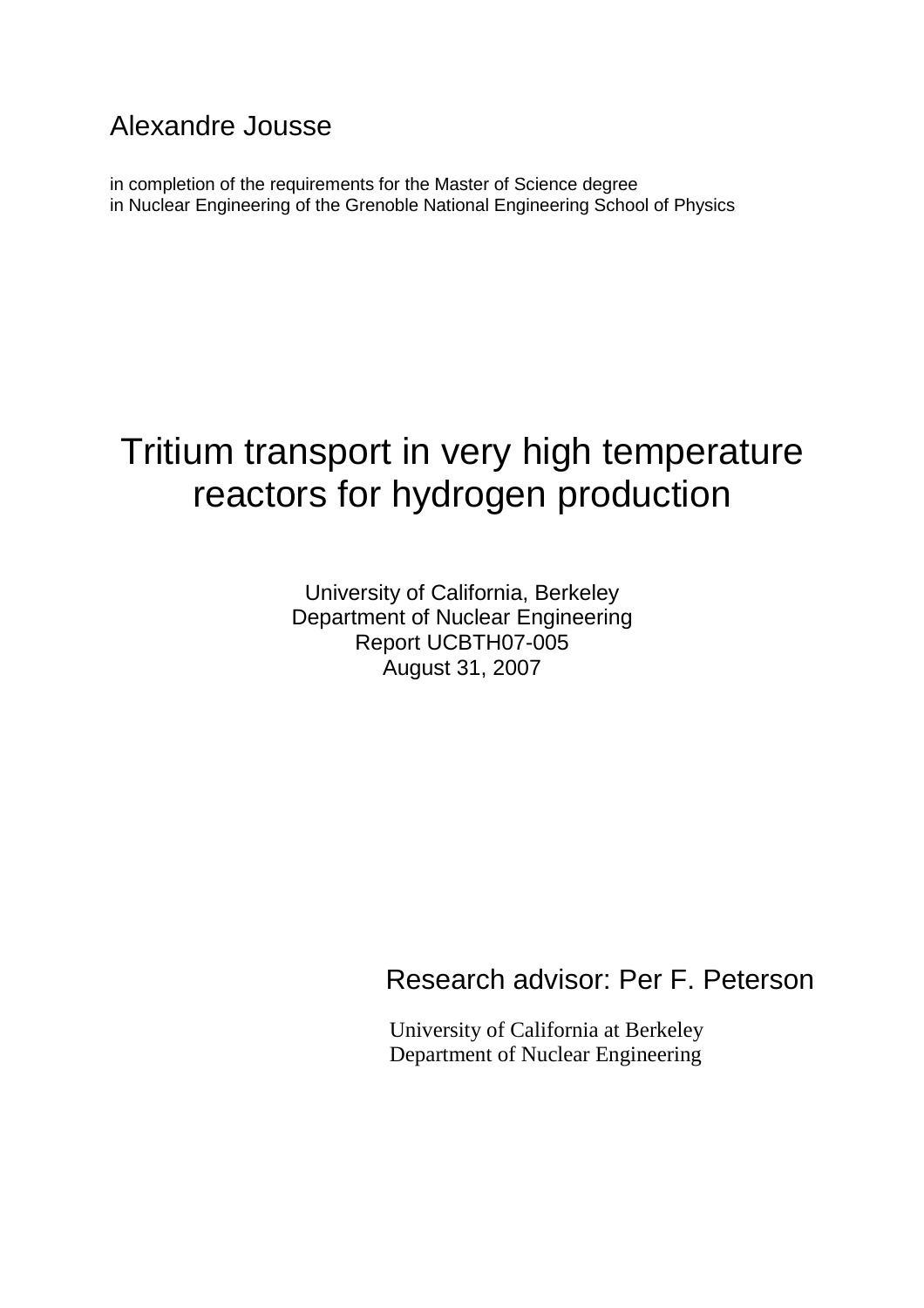Alexandre Jousse

in completion of the requirements for the Master of Science degree
in Nuclear Engineering of the Grenoble National Engineering School of Physics

# Tritium transport in very high temperature reactors for hydrogen production

University of California, Berkeley
Department of Nuclear Engineering
Report UCBTH07-005
August 31, 2007

Research advisor: Per F. Peterson

University of California at Berkeley
Department of Nuclear Engineering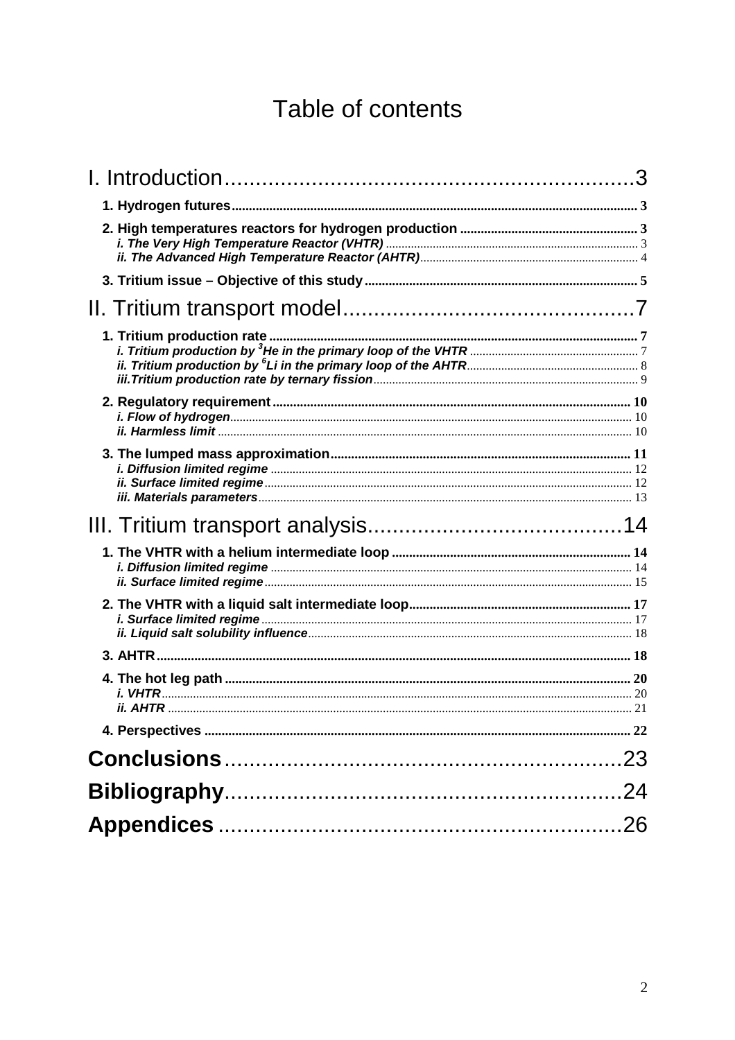# Table of contents

- I. Introduction ... 3
  - **1. Hydrogen futures** ... 3
  - **2. High temperatures reactors for hydrogen production** ... 3
    - *i. The Very High Temperature Reactor (VHTR)* ... 3
    - *ii. The Advanced High Temperature Reactor (AHTR)* ... 4
  - **3. Tritium issue – Objective of this study** ... 5
- II. Tritium transport model ... 7
  - **1. Tritium production rate** ... 7
    - *i. Tritium production by $^3$He in the primary loop of the VHTR* ... 7
    - *ii. Tritium production by $^6$Li in the primary loop of the AHTR* ... 8
    - *iii. Tritium production rate by ternary fission* ... 9
  - **2. Regulatory requirement** ... 10
    - *i. Flow of hydrogen* ... 10
    - *ii. Harmless limit* ... 10
  - **3. The lumped mass approximation** ... 11
    - *i. Diffusion limited regime* ... 12
    - *ii. Surface limited regime* ... 12
    - *iii. Materials parameters* ... 13
- III. Tritium transport analysis ... 14
  - **1. The VHTR with a helium intermediate loop** ... 14
    - *i. Diffusion limited regime* ... 14
    - *ii. Surface limited regime* ... 15
  - **2. The VHTR with a liquid salt intermediate loop** ... 17
    - *i. Surface limited regime* ... 17
    - *ii. Liquid salt solubility influence* ... 18
  - **3. AHTR** ... 18
  - **4. The hot leg path** ... 20
    - *i. VHTR* ... 20
    - *ii. AHTR* ... 21
  - **4. Perspectives** ... 22
- **Conclusions** ... 23
- **Bibliography** ... 24
- **Appendices** ... 26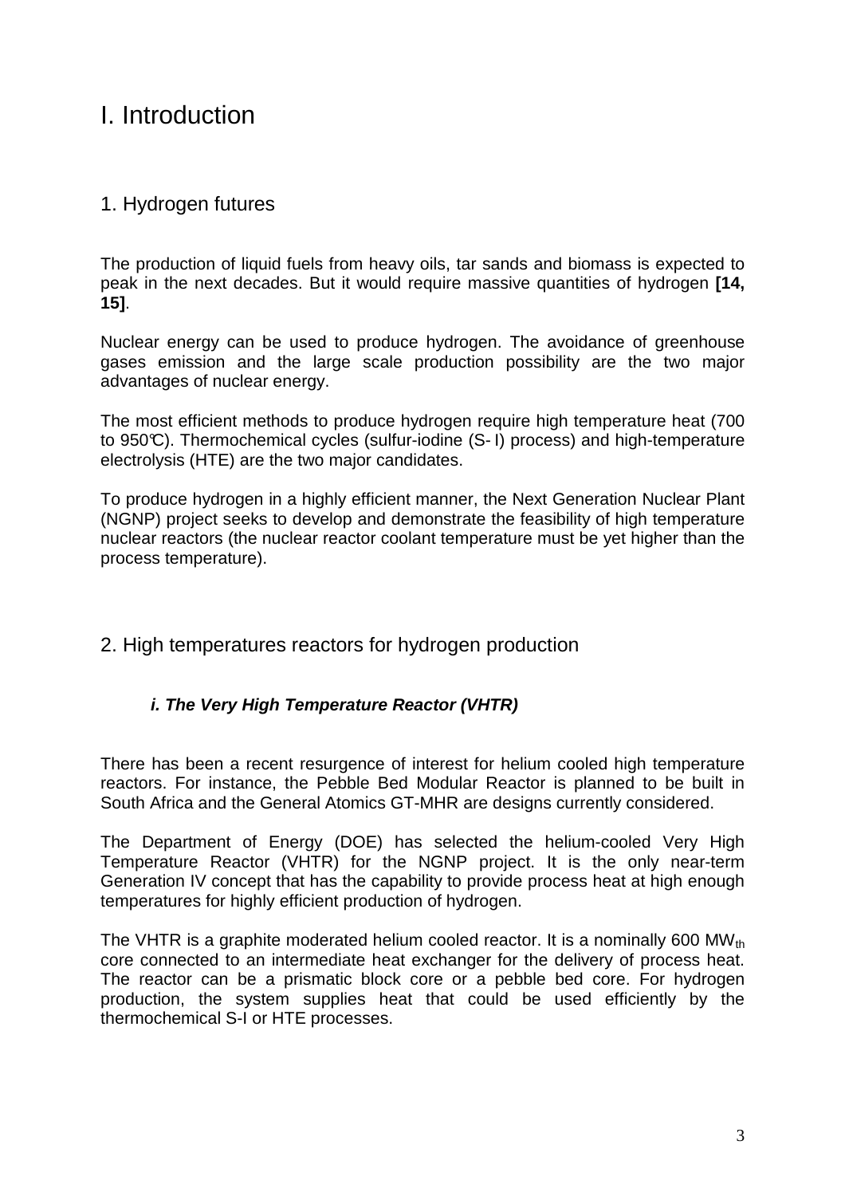# I. Introduction

## 1. Hydrogen futures

The production of liquid fuels from heavy oils, tar sands and biomass is expected to peak in the next decades. But it would require massive quantities of hydrogen **[14, 15]**.

Nuclear energy can be used to produce hydrogen. The avoidance of greenhouse gases emission and the large scale production possibility are the two major advantages of nuclear energy.

The most efficient methods to produce hydrogen require high temperature heat (700 to 950°C). Thermochemical cycles (sulfur-iodine (S-I) process) and high-temperature electrolysis (HTE) are the two major candidates.

To produce hydrogen in a highly efficient manner, the Next Generation Nuclear Plant (NGNP) project seeks to develop and demonstrate the feasibility of high temperature nuclear reactors (the nuclear reactor coolant temperature must be yet higher than the process temperature).

## 2. High temperatures reactors for hydrogen production

### *i. The Very High Temperature Reactor (VHTR)*

There has been a recent resurgence of interest for helium cooled high temperature reactors. For instance, the Pebble Bed Modular Reactor is planned to be built in South Africa and the General Atomics GT-MHR are designs currently considered.

The Department of Energy (DOE) has selected the helium-cooled Very High Temperature Reactor (VHTR) for the NGNP project. It is the only near-term Generation IV concept that has the capability to provide process heat at high enough temperatures for highly efficient production of hydrogen.

The VHTR is a graphite moderated helium cooled reactor. It is a nominally 600 $MW_{th}$ core connected to an intermediate heat exchanger for the delivery of process heat. The reactor can be a prismatic block core or a pebble bed core. For hydrogen production, the system supplies heat that could be used efficiently by the thermochemical S-I or HTE processes.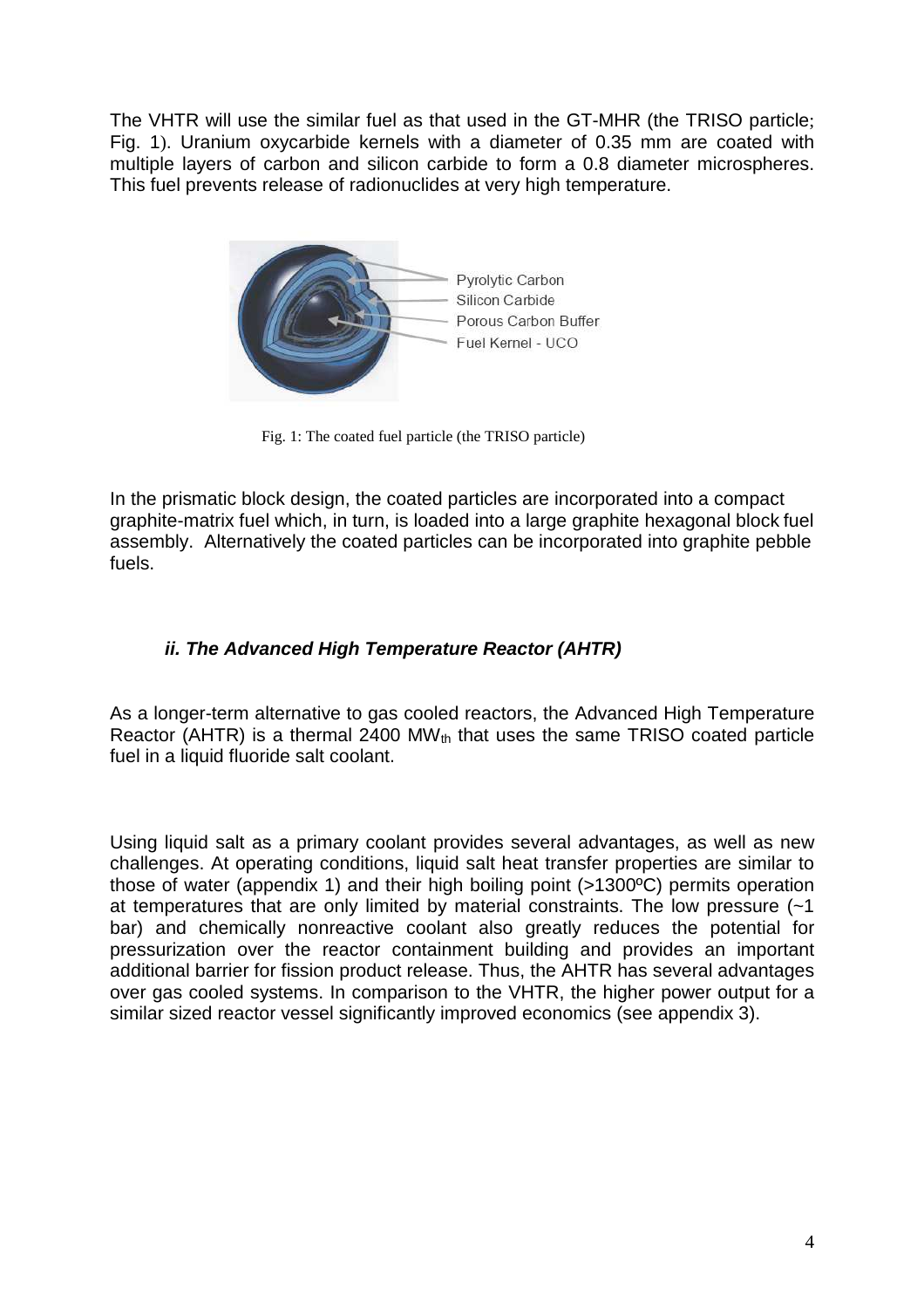The VHTR will use the similar fuel as that used in the GT-MHR (the TRISO particle; Fig. 1). Uranium oxycarbide kernels with a diameter of 0.35 mm are coated with multiple layers of carbon and silicon carbide to form a 0.8 diameter microspheres. This fuel prevents release of radionuclides at very high temperature.

Pyrolytic Carbon
Silicon Carbide
Porous Carbon Buffer
Fuel Kernel - UCO

Fig. 1: The coated fuel particle (the TRISO particle)

In the prismatic block design, the coated particles are incorporated into a compact graphite-matrix fuel which, in turn, is loaded into a large graphite hexagonal block fuel assembly. Alternatively the coated particles can be incorporated into graphite pebble fuels.

### *ii. The Advanced High Temperature Reactor (AHTR)*

As a longer-term alternative to gas cooled reactors, the Advanced High Temperature Reactor (AHTR) is a thermal 2400 $MW_{th}$ that uses the same TRISO coated particle fuel in a liquid fluoride salt coolant.

Using liquid salt as a primary coolant provides several advantages, as well as new challenges. At operating conditions, liquid salt heat transfer properties are similar to those of water (appendix 1) and their high boiling point (>1300ºC) permits operation at temperatures that are only limited by material constraints. The low pressure (~1 bar) and chemically nonreactive coolant also greatly reduces the potential for pressurization over the reactor containment building and provides an important additional barrier for fission product release. Thus, the AHTR has several advantages over gas cooled systems. In comparison to the VHTR, the higher power output for a similar sized reactor vessel significantly improved economics (see appendix 3).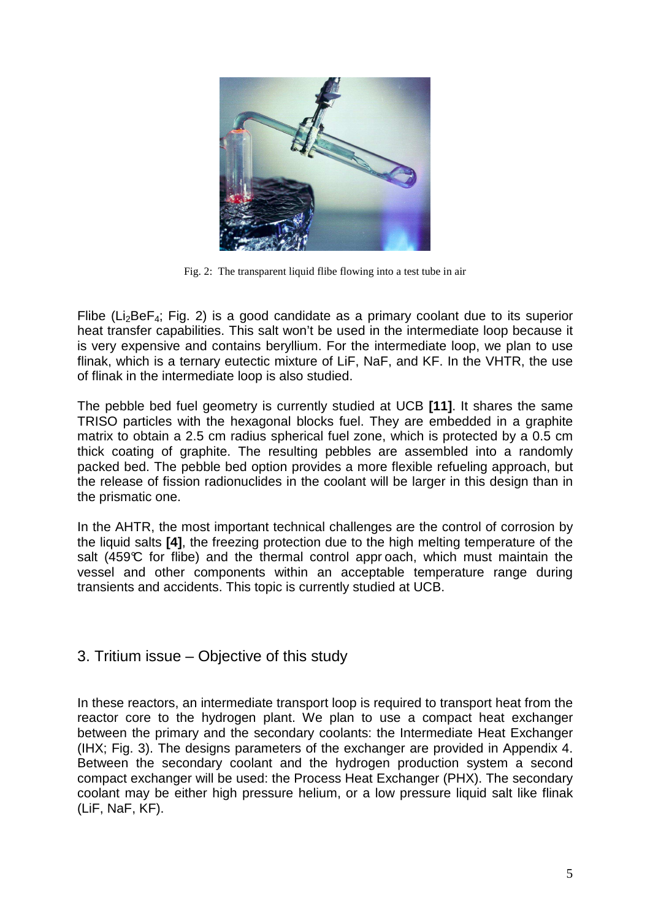Fig. 2: The transparent liquid flibe flowing into a test tube in air

Flibe ($Li_2BeF_4$; Fig. 2) is a good candidate as a primary coolant due to its superior heat transfer capabilities. This salt won't be used in the intermediate loop because it is very expensive and contains beryllium. For the intermediate loop, we plan to use flinak, which is a ternary eutectic mixture of LiF, NaF, and KF. In the VHTR, the use of flinak in the intermediate loop is also studied.

The pebble bed fuel geometry is currently studied at UCB **[11]**. It shares the same TRISO particles with the hexagonal blocks fuel. They are embedded in a graphite matrix to obtain a 2.5 cm radius spherical fuel zone, which is protected by a 0.5 cm thick coating of graphite. The resulting pebbles are assembled into a randomly packed bed. The pebble bed option provides a more flexible refueling approach, but the release of fission radionuclides in the coolant will be larger in this design than in the prismatic one.

In the AHTR, the most important technical challenges are the control of corrosion by the liquid salts **[4]**, the freezing protection due to the high melting temperature of the salt (459°C for flibe) and the thermal control approach, which must maintain the vessel and other components within an acceptable temperature range during transients and accidents. This topic is currently studied at UCB.

## 3. Tritium issue – Objective of this study

In these reactors, an intermediate transport loop is required to transport heat from the reactor core to the hydrogen plant. We plan to use a compact heat exchanger between the primary and the secondary coolants: the Intermediate Heat Exchanger (IHX; Fig. 3). The designs parameters of the exchanger are provided in Appendix 4. Between the secondary coolant and the hydrogen production system a second compact exchanger will be used: the Process Heat Exchanger (PHX). The secondary coolant may be either high pressure helium, or a low pressure liquid salt like flinak (LiF, NaF, KF).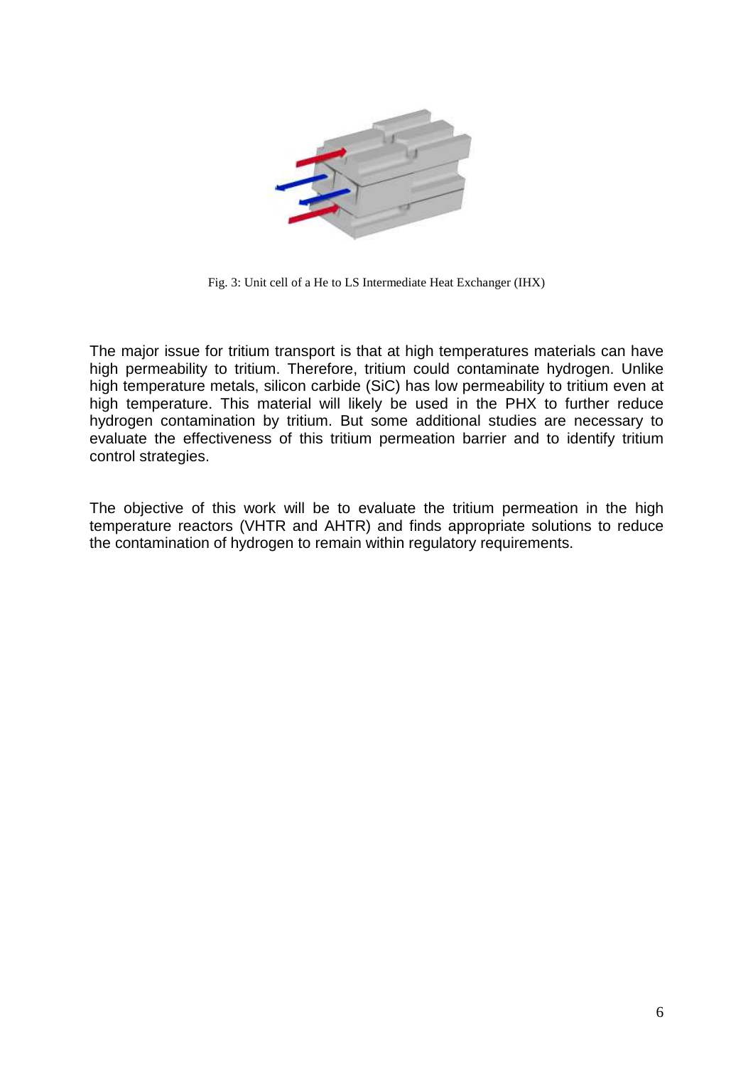Fig. 3: Unit cell of a He to LS Intermediate Heat Exchanger (IHX)

The major issue for tritium transport is that at high temperatures materials can have high permeability to tritium. Therefore, tritium could contaminate hydrogen. Unlike high temperature metals, silicon carbide (SiC) has low permeability to tritium even at high temperature. This material will likely be used in the PHX to further reduce hydrogen contamination by tritium. But some additional studies are necessary to evaluate the effectiveness of this tritium permeation barrier and to identify tritium control strategies.

The objective of this work will be to evaluate the tritium permeation in the high temperature reactors (VHTR and AHTR) and finds appropriate solutions to reduce the contamination of hydrogen to remain within regulatory requirements.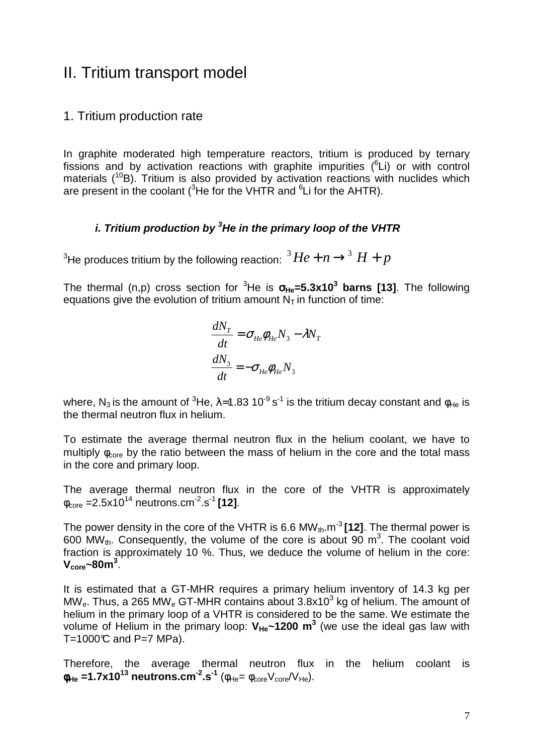# II. Tritium transport model

## 1. Tritium production rate

In graphite moderated high temperature reactors, tritium is produced by ternary fissions and by activation reactions with graphite impurities ($^6Li$) or with control materials ($^{10}B$). Tritium is also provided by activation reactions with nuclides which are present in the coolant ($^3He$ for the VHTR and $^6Li$ for the AHTR).

### *i. Tritium production by $^3He$ in the primary loop of the VHTR*

$^3He$ produces tritium by the following reaction: $^3He + n \rightarrow {}^3H + p$

The thermal (n,p) cross section for $^3He$ is $\boldsymbol{\sigma_{He}=5.3\times10^3}$ **barns [13]**. The following equations give the evolution of tritium amount $N_T$ in function of time:

$$\frac{dN_T}{dt} = \sigma_{He}\phi_{He}N_3 - \lambda N_T$$
$$\frac{dN_3}{dt} = -\sigma_{He}\phi_{He}N_3$$

where, $N_3$ is the amount of $^3He$, $\lambda$=1.83 $10^{-9}$ $s^{-1}$ is the tritium decay constant and $\phi_{He}$ is the thermal neutron flux in helium.

To estimate the average thermal neutron flux in the helium coolant, we have to multiply $\phi_{core}$ by the ratio between the mass of helium in the core and the total mass in the core and primary loop.

The average thermal neutron flux in the core of the VHTR is approximately $\phi_{core}$ =2.5x$10^{14}$ neutrons.$cm^{-2}$.$s^{-1}$ **[12]**.

The power density in the core of the VHTR is 6.6 $MW_{th}$.$m^{-3}$ **[12]**. The thermal power is 600 $MW_{th}$. Consequently, the volume of the core is about 90 $m^3$. The coolant void fraction is approximately 10 %. Thus, we deduce the volume of helium in the core: $\boldsymbol{V_{core}\sim80m^3}$.

It is estimated that a GT-MHR requires a primary helium inventory of 14.3 kg per $MW_e$. Thus, a 265 $MW_e$ GT-MHR contains about 3.8x$10^3$ kg of helium. The amount of helium in the primary loop of a VHTR is considered to be the same. We estimate the volume of Helium in the primary loop: $\boldsymbol{V_{He}\sim1200\ m^3}$ (we use the ideal gas law with T=1000°C and P=7 MPa).

Therefore, the average thermal neutron flux in the helium coolant is $\boldsymbol{\phi_{He}}$ **=1.7x$10^{13}$ neutrons.$cm^{-2}$.$s^{-1}$** ($\phi_{He}$= $\phi_{core}V_{core}/V_{He}$).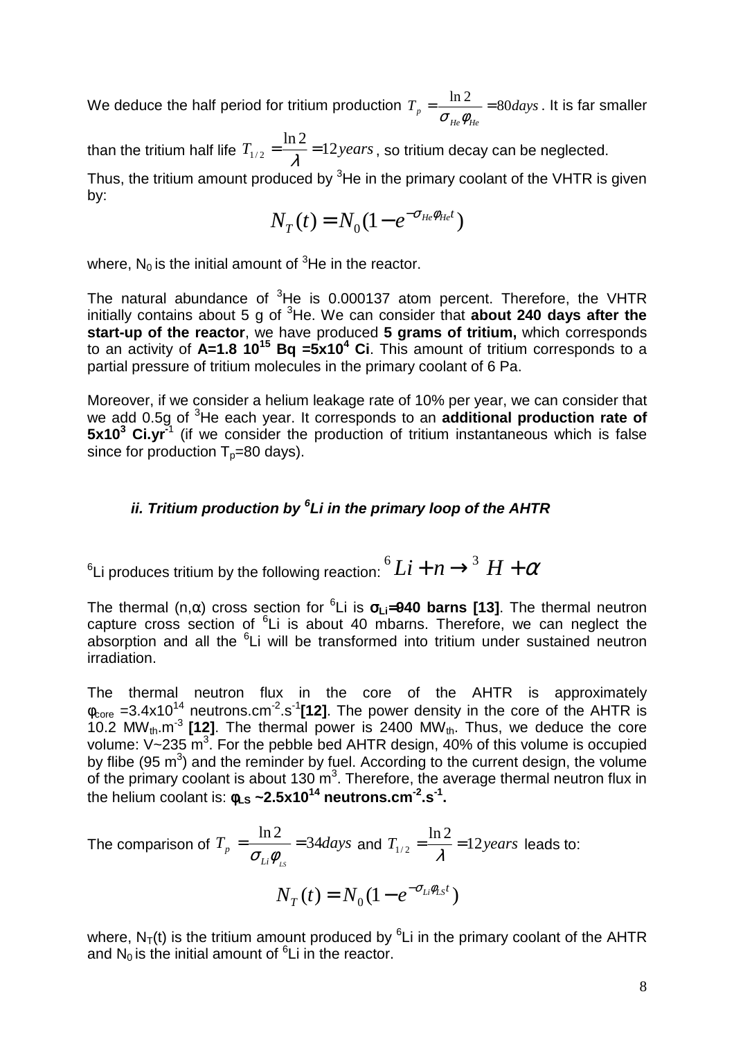We deduce the half period for tritium production $T_p = \frac{\ln 2}{\sigma_{He}\phi_{He}} = 80 days$. It is far smaller than the tritium half life $T_{1/2} = \frac{\ln 2}{\lambda} = 12 years$, so tritium decay can be neglected.

Thus, the tritium amount produced by $^3He$ in the primary coolant of the VHTR is given by:

$$N_T(t) = N_0(1 - e^{-\sigma_{He}\phi_{He}t})$$

where, $N_0$ is the initial amount of $^3He$ in the reactor.

The natural abundance of $^3He$ is 0.000137 atom percent. Therefore, the VHTR initially contains about 5 g of $^3He$. We can consider that **about 240 days after the start-up of the reactor**, we have produced **5 grams of tritium,** which corresponds to an activity of **A=1.8 $10^{15}$ Bq =5x$10^4$ Ci**. This amount of tritium corresponds to a partial pressure of tritium molecules in the primary coolant of 6 Pa.

Moreover, if we consider a helium leakage rate of 10% per year, we can consider that we add 0.5g of $^3He$ each year. It corresponds to an **additional production rate of 5x$10^3$ Ci.yr$^{-1}$** (if we consider the production of tritium instantaneous which is false since for production $T_p$=80 days).

#### *ii. Tritium production by $^6Li$ in the primary loop of the AHTR*

$^6Li$ produces tritium by the following reaction: $^6Li + n \rightarrow {}^3H + \alpha$

The thermal (n,α) cross section for $^6Li$ is **$\sigma_{Li}$=940 barns [13]**. The thermal neutron capture cross section of $^6Li$ is about 40 mbarns. Therefore, we can neglect the absorption and all the $^6Li$ will be transformed into tritium under sustained neutron irradiation.

The thermal neutron flux in the core of the AHTR is approximately $\phi_{core}$ =3.4x$10^{14}$ neutrons.cm$^{-2}$.s$^{-1}$**[12]**. The power density in the core of the AHTR is 10.2 $MW_{th}$.m$^{-3}$ **[12]**. The thermal power is 2400 $MW_{th}$. Thus, we deduce the core volume: V~235 m$^3$. For the pebble bed AHTR design, 40% of this volume is occupied by flibe (95 m$^3$) and the reminder by fuel. According to the current design, the volume of the primary coolant is about 130 m$^3$. Therefore, the average thermal neutron flux in the helium coolant is: **$\phi_{LS}$ ~2.5x$10^{14}$ neutrons.cm$^{-2}$.s$^{-1}$.**

The comparison of $T_p = \frac{\ln 2}{\sigma_{Li}\phi_{LS}} = 34 days$ and $T_{1/2} = \frac{\ln 2}{\lambda} = 12 years$ leads to:

$$N_T(t) = N_0(1 - e^{-\sigma_{Li}\phi_{LS}t})$$

where, $N_T(t)$ is the tritium amount produced by $^6Li$ in the primary coolant of the AHTR and $N_0$ is the initial amount of $^6Li$ in the reactor.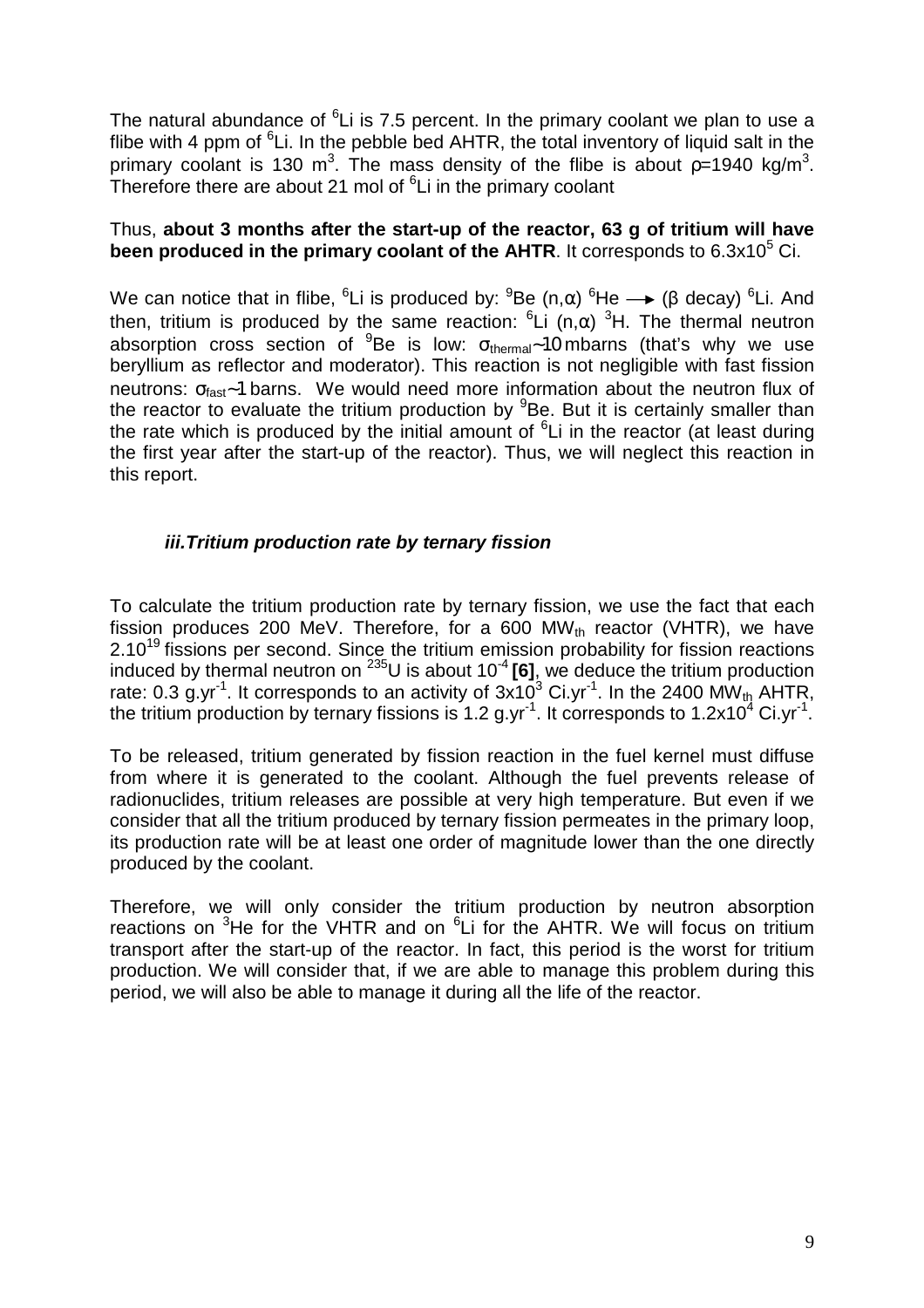The natural abundance of $^{6}Li$ is 7.5 percent. In the primary coolant we plan to use a flibe with 4 ppm of $^{6}Li$. In the pebble bed AHTR, the total inventory of liquid salt in the primary coolant is 130 $m^3$. The mass density of the flibe is about $\rho$=1940 $kg/m^3$. Therefore there are about 21 mol of $^{6}Li$ in the primary coolant

Thus, **about 3 months after the start-up of the reactor, 63 g of tritium will have been produced in the primary coolant of the AHTR**. It corresponds to $6.3 \times 10^5$ Ci.

We can notice that in flibe, $^{6}Li$ is produced by: $^{9}Be$ (n,α) $^{6}He \longrightarrow$ (β decay) $^{6}Li$. And then, tritium is produced by the same reaction: $^{6}Li$ (n,α) $^{3}H$. The thermal neutron absorption cross section of $^{9}Be$ is low: $\sigma_{thermal}$~10 mbarns (that's why we use beryllium as reflector and moderator). This reaction is not negligible with fast fission neutrons: $\sigma_{fast}$~1 barns. We would need more information about the neutron flux of the reactor to evaluate the tritium production by $^{9}Be$. But it is certainly smaller than the rate which is produced by the initial amount of $^{6}Li$ in the reactor (at least during the first year after the start-up of the reactor). Thus, we will neglect this reaction in this report.

### *iii.Tritium production rate by ternary fission*

To calculate the tritium production rate by ternary fission, we use the fact that each fission produces 200 MeV. Therefore, for a 600 $MW_{th}$ reactor (VHTR), we have $2.10^{19}$ fissions per second. Since the tritium emission probability for fission reactions induced by thermal neutron on $^{235}U$ is about $10^{-4}$ **[6]**, we deduce the tritium production rate: 0.3 $g.yr^{-1}$. It corresponds to an activity of $3 \times 10^3$ $Ci.yr^{-1}$. In the 2400 $MW_{th}$ AHTR, the tritium production by ternary fissions is 1.2 $g.yr^{-1}$. It corresponds to $1.2 \times 10^4$ $Ci.yr^{-1}$.

To be released, tritium generated by fission reaction in the fuel kernel must diffuse from where it is generated to the coolant. Although the fuel prevents release of radionuclides, tritium releases are possible at very high temperature. But even if we consider that all the tritium produced by ternary fission permeates in the primary loop, its production rate will be at least one order of magnitude lower than the one directly produced by the coolant.

Therefore, we will only consider the tritium production by neutron absorption reactions on $^{3}He$ for the VHTR and on $^{6}Li$ for the AHTR. We will focus on tritium transport after the start-up of the reactor. In fact, this period is the worst for tritium production. We will consider that, if we are able to manage this problem during this period, we will also be able to manage it during all the life of the reactor.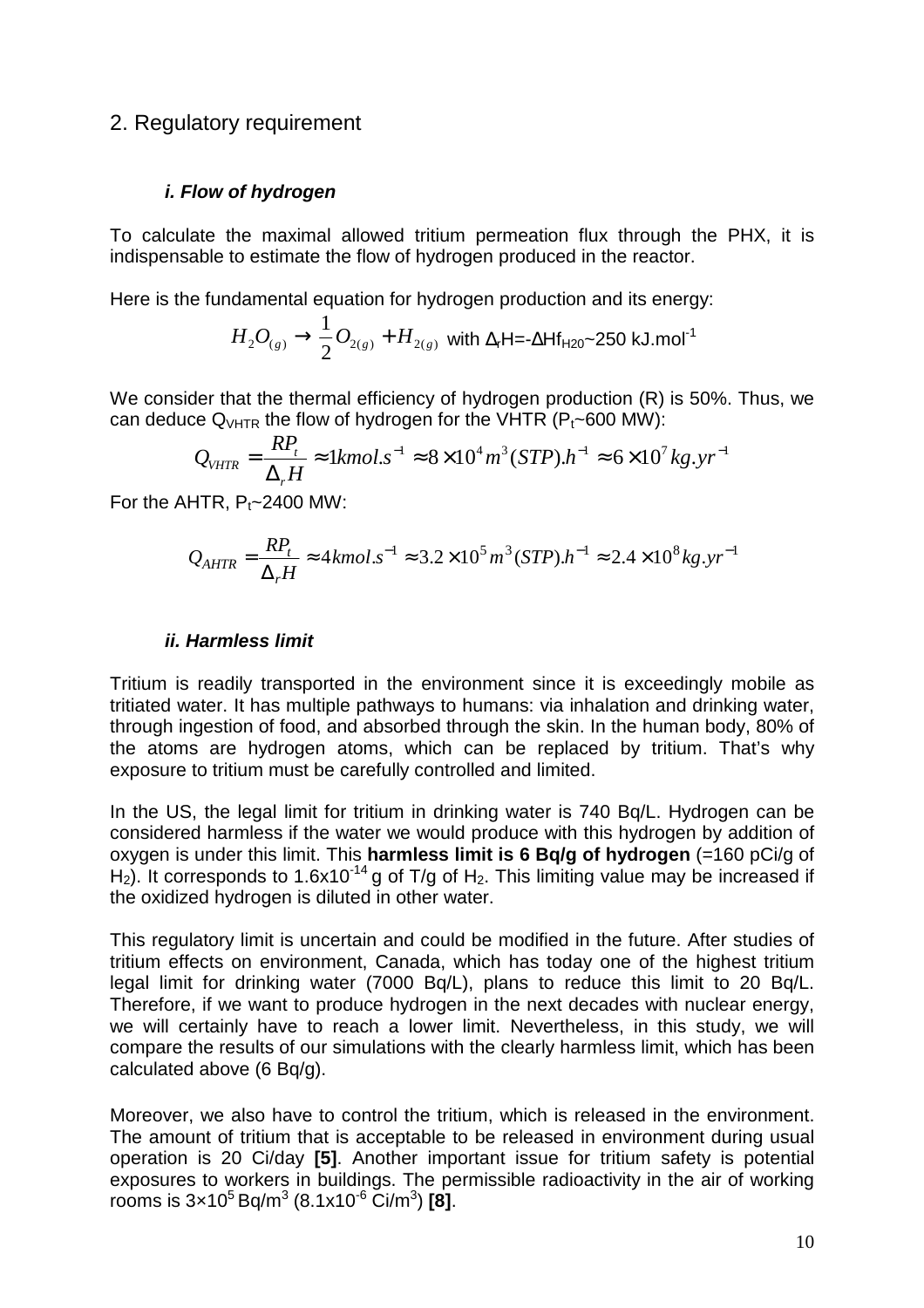## 2. Regulatory requirement

### *i. Flow of hydrogen*

To calculate the maximal allowed tritium permeation flux through the PHX, it is indispensable to estimate the flow of hydrogen produced in the reactor.

Here is the fundamental equation for hydrogen production and its energy:

$$H_2O_{(g)} \rightarrow \frac{1}{2}O_{2(g)} + H_{2(g)} \text{ with } \Delta_r H = -\Delta Hf_{H2O} \sim 250 \text{ kJ.mol}^{-1}$$

We consider that the thermal efficiency of hydrogen production (R) is 50%. Thus, we can deduce $Q_{VHTR}$ the flow of hydrogen for the VHTR ($P_t$~600 MW):

$$Q_{VHTR} = \frac{RP_t}{\Delta_r H} \approx 1 kmol.s^{-1} \approx 8 \times 10^4 m^3(STP).h^{-1} \approx 6 \times 10^7 kg.yr^{-1}$$

For the AHTR, $P_t$~2400 MW:

$$Q_{AHTR} = \frac{RP_t}{\Delta_r H} \approx 4 kmol.s^{-1} \approx 3.2 \times 10^5 m^3(STP).h^{-1} \approx 2.4 \times 10^8 kg.yr^{-1}$$

### *ii. Harmless limit*

Tritium is readily transported in the environment since it is exceedingly mobile as tritiated water. It has multiple pathways to humans: via inhalation and drinking water, through ingestion of food, and absorbed through the skin. In the human body, 80% of the atoms are hydrogen atoms, which can be replaced by tritium. That's why exposure to tritium must be carefully controlled and limited.

In the US, the legal limit for tritium in drinking water is 740 Bq/L. Hydrogen can be considered harmless if the water we would produce with this hydrogen by addition of oxygen is under this limit. This **harmless limit is 6 Bq/g of hydrogen** (=160 pCi/g of $H_2$). It corresponds to $1.6 \times 10^{-14}$ g of T/g of $H_2$. This limiting value may be increased if the oxidized hydrogen is diluted in other water.

This regulatory limit is uncertain and could be modified in the future. After studies of tritium effects on environment, Canada, which has today one of the highest tritium legal limit for drinking water (7000 Bq/L), plans to reduce this limit to 20 Bq/L. Therefore, if we want to produce hydrogen in the next decades with nuclear energy, we will certainly have to reach a lower limit. Nevertheless, in this study, we will compare the results of our simulations with the clearly harmless limit, which has been calculated above (6 Bq/g).

Moreover, we also have to control the tritium, which is released in the environment. The amount of tritium that is acceptable to be released in environment during usual operation is 20 Ci/day **[5]**. Another important issue for tritium safety is potential exposures to workers in buildings. The permissible radioactivity in the air of working rooms is $3 \times 10^5$ Bq/m$^3$ ($8.1 \times 10^{-6}$ Ci/m$^3$) **[8]**.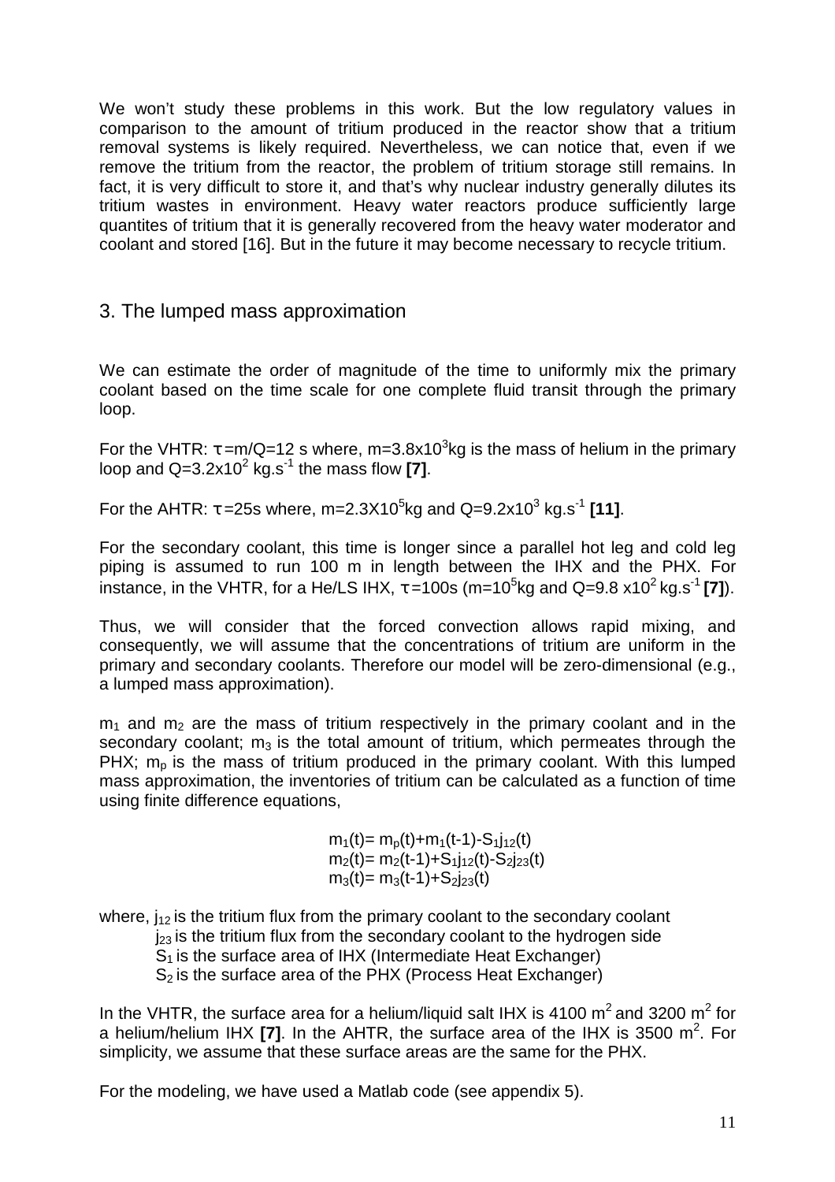We won't study these problems in this work. But the low regulatory values in comparison to the amount of tritium produced in the reactor show that a tritium removal systems is likely required. Nevertheless, we can notice that, even if we remove the tritium from the reactor, the problem of tritium storage still remains. In fact, it is very difficult to store it, and that's why nuclear industry generally dilutes its tritium wastes in environment. Heavy water reactors produce sufficiently large quantites of tritium that it is generally recovered from the heavy water moderator and coolant and stored [16]. But in the future it may become necessary to recycle tritium.

## 3. The lumped mass approximation

We can estimate the order of magnitude of the time to uniformly mix the primary coolant based on the time scale for one complete fluid transit through the primary loop.

For the VHTR: $\tau = m/Q = 12$ s where, $m = 3.8 \times 10^3$kg is the mass of helium in the primary loop and $Q = 3.2 \times 10^2$ kg.s$^{-1}$ the mass flow **[7]**.

For the AHTR: $\tau = 25$s where, $m = 2.3 \times 10^5$kg and $Q = 9.2 \times 10^3$ kg.s$^{-1}$ **[11]**.

For the secondary coolant, this time is longer since a parallel hot leg and cold leg piping is assumed to run 100 m in length between the IHX and the PHX. For instance, in the VHTR, for a He/LS IHX, $\tau = 100$s ($m = 10^5$kg and $Q = 9.8 \times 10^2$ kg.s$^{-1}$ **[7]**).

Thus, we will consider that the forced convection allows rapid mixing, and consequently, we will assume that the concentrations of tritium are uniform in the primary and secondary coolants. Therefore our model will be zero-dimensional (e.g., a lumped mass approximation).

$m_1$ and $m_2$ are the mass of tritium respectively in the primary coolant and in the secondary coolant; $m_3$ is the total amount of tritium, which permeates through the PHX; $m_p$ is the mass of tritium produced in the primary coolant. With this lumped mass approximation, the inventories of tritium can be calculated as a function of time using finite difference equations,

$$m_1(t) = m_p(t) + m_1(t-1) - S_1 j_{12}(t)$$
$$m_2(t) = m_2(t-1) + S_1 j_{12}(t) - S_2 j_{23}(t)$$
$$m_3(t) = m_3(t-1) + S_2 j_{23}(t)$$

where, $j_{12}$ is the tritium flux from the primary coolant to the secondary coolant
$j_{23}$ is the tritium flux from the secondary coolant to the hydrogen side
$S_1$ is the surface area of IHX (Intermediate Heat Exchanger)
$S_2$ is the surface area of the PHX (Process Heat Exchanger)

In the VHTR, the surface area for a helium/liquid salt IHX is 4100 m$^2$ and 3200 m$^2$ for a helium/helium IHX **[7]**. In the AHTR, the surface area of the IHX is 3500 m$^2$. For simplicity, we assume that these surface areas are the same for the PHX.

For the modeling, we have used a Matlab code (see appendix 5).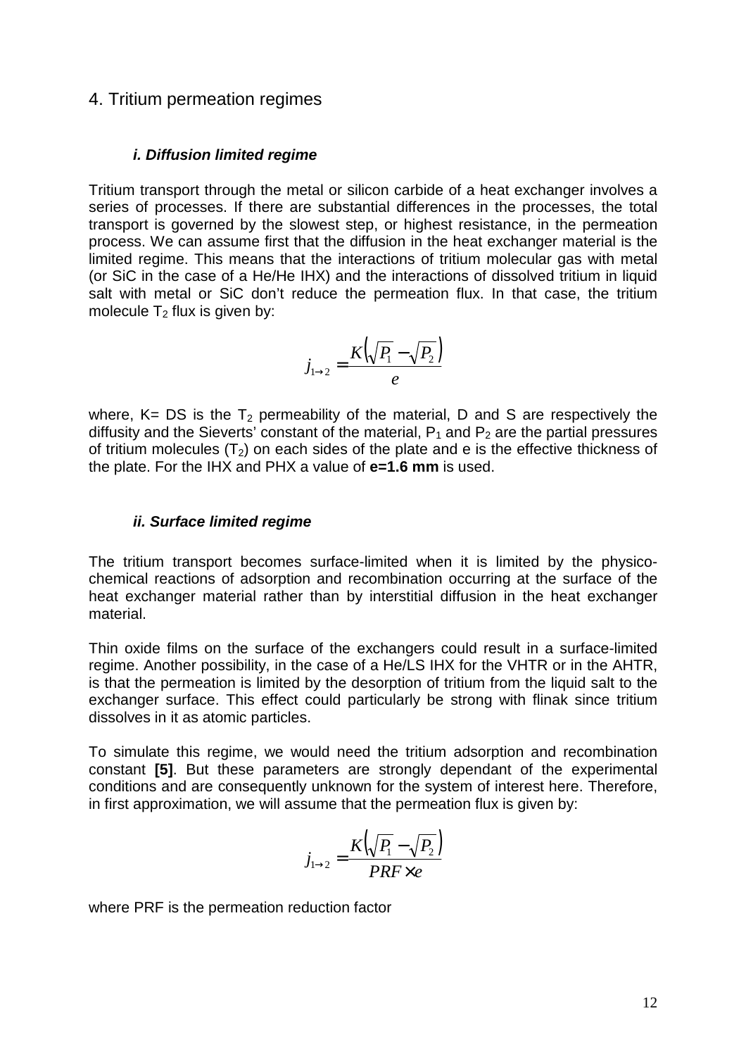## 4. Tritium permeation regimes

### *i. Diffusion limited regime*

Tritium transport through the metal or silicon carbide of a heat exchanger involves a series of processes. If there are substantial differences in the processes, the total transport is governed by the slowest step, or highest resistance, in the permeation process. We can assume first that the diffusion in the heat exchanger material is the limited regime. This means that the interactions of tritium molecular gas with metal (or SiC in the case of a He/He IHX) and the interactions of dissolved tritium in liquid salt with metal or SiC don't reduce the permeation flux. In that case, the tritium molecule $T_2$ flux is given by:

$$j_{1 \to 2} = \frac{K\left(\sqrt{P_1} - \sqrt{P_2}\right)}{e}$$

where, K= DS is the $T_2$ permeability of the material, D and S are respectively the diffusity and the Sieverts' constant of the material, $P_1$ and $P_2$ are the partial pressures of tritium molecules ($T_2$) on each sides of the plate and e is the effective thickness of the plate. For the IHX and PHX a value of **e=1.6 mm** is used.

### *ii. Surface limited regime*

The tritium transport becomes surface-limited when it is limited by the physico-chemical reactions of adsorption and recombination occurring at the surface of the heat exchanger material rather than by interstitial diffusion in the heat exchanger material.

Thin oxide films on the surface of the exchangers could result in a surface-limited regime. Another possibility, in the case of a He/LS IHX for the VHTR or in the AHTR, is that the permeation is limited by the desorption of tritium from the liquid salt to the exchanger surface. This effect could particularly be strong with flinak since tritium dissolves in it as atomic particles.

To simulate this regime, we would need the tritium adsorption and recombination constant **[5]**. But these parameters are strongly dependant of the experimental conditions and are consequently unknown for the system of interest here. Therefore, in first approximation, we will assume that the permeation flux is given by:

$$j_{1 \to 2} = \frac{K\left(\sqrt{P_1} - \sqrt{P_2}\right)}{PRF \times e}$$

where PRF is the permeation reduction factor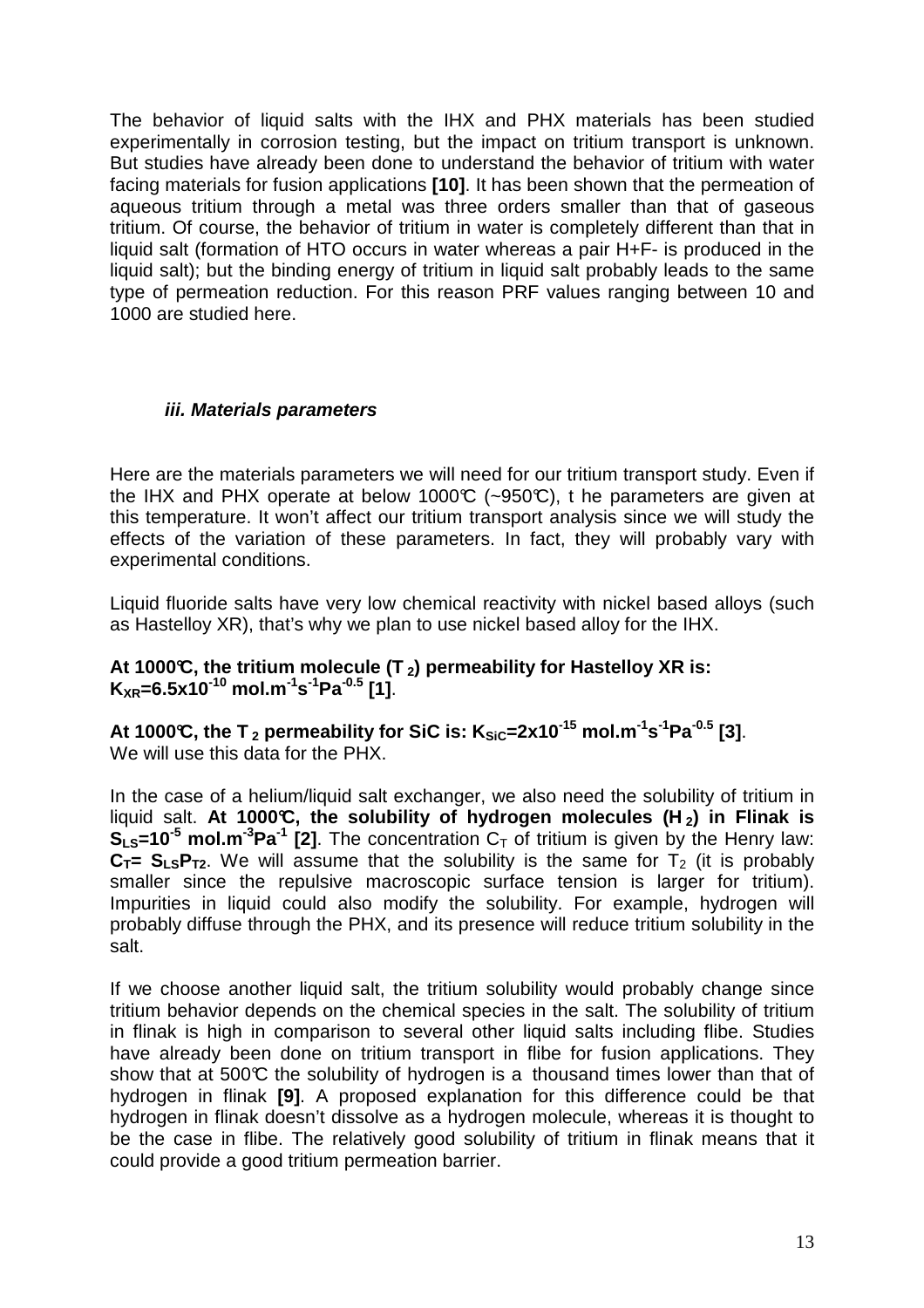The behavior of liquid salts with the IHX and PHX materials has been studied experimentally in corrosion testing, but the impact on tritium transport is unknown. But studies have already been done to understand the behavior of tritium with water facing materials for fusion applications **[10]**. It has been shown that the permeation of aqueous tritium through a metal was three orders smaller than that of gaseous tritium. Of course, the behavior of tritium in water is completely different than that in liquid salt (formation of HTO occurs in water whereas a pair H+F- is produced in the liquid salt); but the binding energy of tritium in liquid salt probably leads to the same type of permeation reduction. For this reason PRF values ranging between 10 and 1000 are studied here.

### *iii. Materials parameters*

Here are the materials parameters we will need for our tritium transport study. Even if the IHX and PHX operate at below 1000℃ (~950℃), t he parameters are given at this temperature. It won't affect our tritium transport analysis since we will study the effects of the variation of these parameters. In fact, they will probably vary with experimental conditions.

Liquid fluoride salts have very low chemical reactivity with nickel based alloys (such as Hastelloy XR), that's why we plan to use nickel based alloy for the IHX.

**At 1000℃, the tritium molecule ($T_2$) permeability for Hastelloy XR is: $K_{XR}=6.5\times10^{-10}$ mol.m$^{-1}$s$^{-1}$Pa$^{-0.5}$ [1]**.

**At 1000℃, the $T_2$ permeability for SiC is: $K_{SiC}=2\times10^{-15}$ mol.m$^{-1}$s$^{-1}$Pa$^{-0.5}$ [3]**. We will use this data for the PHX.

In the case of a helium/liquid salt exchanger, we also need the solubility of tritium in liquid salt. **At 1000℃, the solubility of hydrogen molecules ($H_2$) in Flinak is $S_{LS}=10^{-5}$ mol.m$^{-3}$Pa$^{-1}$ [2]**. The concentration $C_T$ of tritium is given by the Henry law: **$C_T= S_{LS}P_{T2}$**. We will assume that the solubility is the same for $T_2$ (it is probably smaller since the repulsive macroscopic surface tension is larger for tritium). Impurities in liquid could also modify the solubility. For example, hydrogen will probably diffuse through the PHX, and its presence will reduce tritium solubility in the salt.

If we choose another liquid salt, the tritium solubility would probably change since tritium behavior depends on the chemical species in the salt. The solubility of tritium in flinak is high in comparison to several other liquid salts including flibe. Studies have already been done on tritium transport in flibe for fusion applications. They show that at 500℃ the solubility of hydrogen is a thousand times lower than that of hydrogen in flinak **[9]**. A proposed explanation for this difference could be that hydrogen in flinak doesn't dissolve as a hydrogen molecule, whereas it is thought to be the case in flibe. The relatively good solubility of tritium in flinak means that it could provide a good tritium permeation barrier.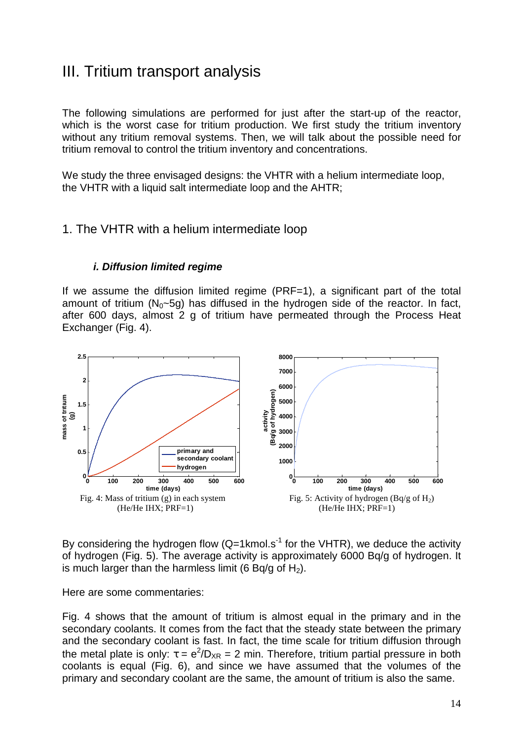# III. Tritium transport analysis

The following simulations are performed for just after the start-up of the reactor, which is the worst case for tritium production. We first study the tritium inventory without any tritium removal systems. Then, we will talk about the possible need for tritium removal to control the tritium inventory and concentrations.

We study the three envisaged designs: the VHTR with a helium intermediate loop, the VHTR with a liquid salt intermediate loop and the AHTR;

## 1. The VHTR with a helium intermediate loop

### *i. Diffusion limited regime*

If we assume the diffusion limited regime (PRF=1), a significant part of the total amount of tritium ($N_0$~5g) has diffused in the hydrogen side of the reactor. In fact, after 600 days, almost 2 g of tritium have permeated through the Process Heat Exchanger (Fig. 4).

Fig. 4: Mass of tritium (g) in each system (He/He IHX; PRF=1)

Fig. 5: Activity of hydrogen (Bq/g of $H_2$) (He/He IHX; PRF=1)

By considering the hydrogen flow (Q=1kmol.s$^{-1}$ for the VHTR), we deduce the activity of hydrogen (Fig. 5). The average activity is approximately 6000 Bq/g of hydrogen. It is much larger than the harmless limit (6 Bq/g of $H_2$).

Here are some commentaries:

Fig. 4 shows that the amount of tritium is almost equal in the primary and in the secondary coolants. It comes from the fact that the steady state between the primary and the secondary coolant is fast. In fact, the time scale for tritium diffusion through the metal plate is only: $\tau = e^2/D_{XR}$ = 2 min. Therefore, tritium partial pressure in both coolants is equal (Fig. 6), and since we have assumed that the volumes of the primary and secondary coolant are the same, the amount of tritium is also the same.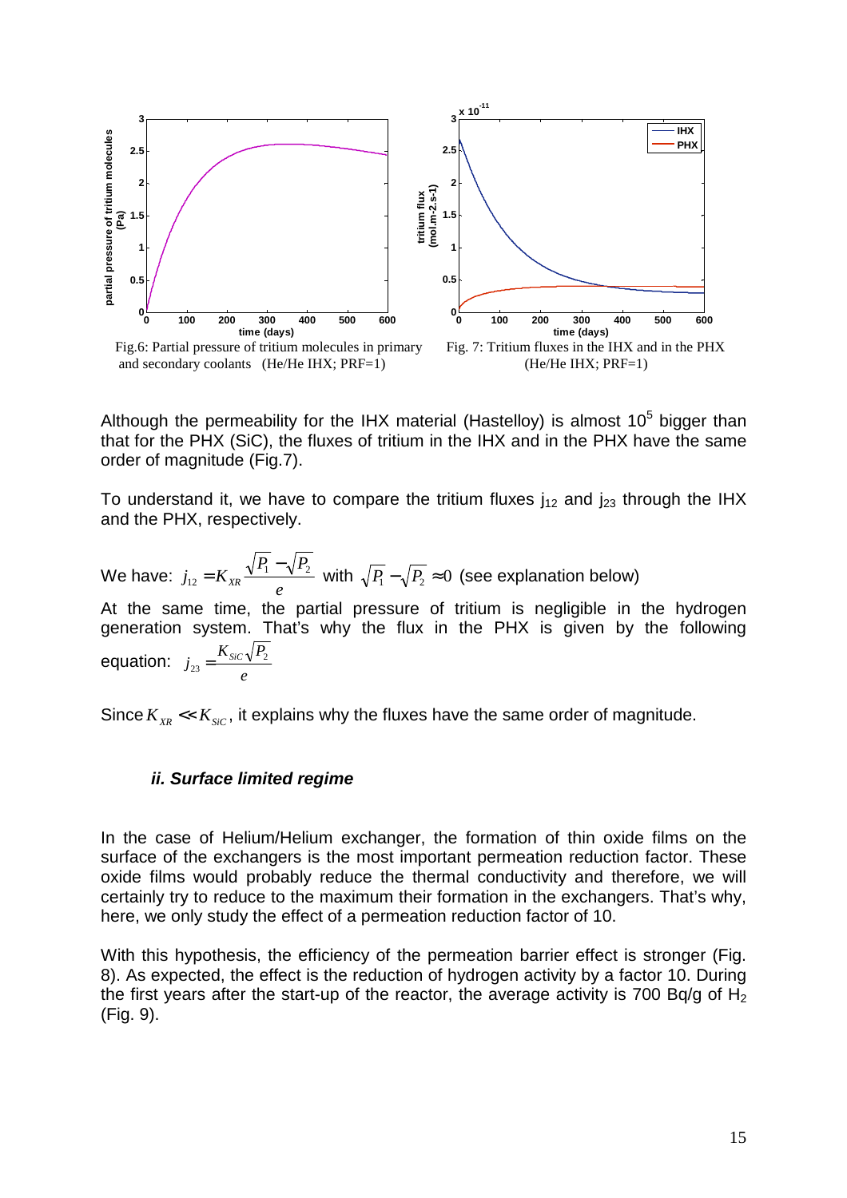Fig.6: Partial pressure of tritium molecules in primary and secondary coolants (He/He IHX; PRF=1)

Fig. 7: Tritium fluxes in the IHX and in the PHX (He/He IHX; PRF=1)

Although the permeability for the IHX material (Hastelloy) is almost $10^5$ bigger than that for the PHX (SiC), the fluxes of tritium in the IHX and in the PHX have the same order of magnitude (Fig.7).

To understand it, we have to compare the tritium fluxes $j_{12}$ and $j_{23}$ through the IHX and the PHX, respectively.

We have: $j_{12} = K_{XR} \dfrac{\sqrt{P_1} - \sqrt{P_2}}{e}$ with $\sqrt{P_1} - \sqrt{P_2} \approx 0$ (see explanation below)

At the same time, the partial pressure of tritium is negligible in the hydrogen generation system. That's why the flux in the PHX is given by the following equation: $j_{23} = \dfrac{K_{SiC}\sqrt{P_2}}{e}$

Since $K_{XR} << K_{SiC}$, it explains why the fluxes have the same order of magnitude.

### *ii. Surface limited regime*

In the case of Helium/Helium exchanger, the formation of thin oxide films on the surface of the exchangers is the most important permeation reduction factor. These oxide films would probably reduce the thermal conductivity and therefore, we will certainly try to reduce to the maximum their formation in the exchangers. That's why, here, we only study the effect of a permeation reduction factor of 10.

With this hypothesis, the efficiency of the permeation barrier effect is stronger (Fig. 8). As expected, the effect is the reduction of hydrogen activity by a factor 10. During the first years after the start-up of the reactor, the average activity is 700 Bq/g of $H_2$ (Fig. 9).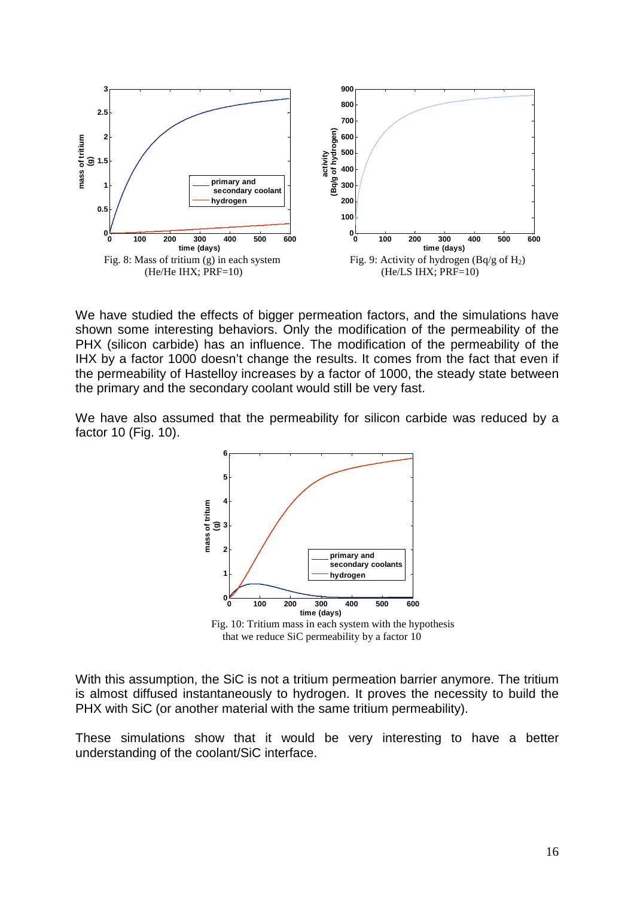Fig. 8: Mass of tritium (g) in each system (He/He IHX; PRF=10)

Fig. 9: Activity of hydrogen (Bq/g of $H_2$) (He/LS IHX; PRF=10)

We have studied the effects of bigger permeation factors, and the simulations have shown some interesting behaviors. Only the modification of the permeability of the PHX (silicon carbide) has an influence. The modification of the permeability of the IHX by a factor 1000 doesn't change the results. It comes from the fact that even if the permeability of Hastelloy increases by a factor of 1000, the steady state between the primary and the secondary coolant would still be very fast.

We have also assumed that the permeability for silicon carbide was reduced by a factor 10 (Fig. 10).

Fig. 10: Tritium mass in each system with the hypothesis that we reduce SiC permeability by a factor 10

With this assumption, the SiC is not a tritium permeation barrier anymore. The tritium is almost diffused instantaneously to hydrogen. It proves the necessity to build the PHX with SiC (or another material with the same tritium permeability).

These simulations show that it would be very interesting to have a better understanding of the coolant/SiC interface.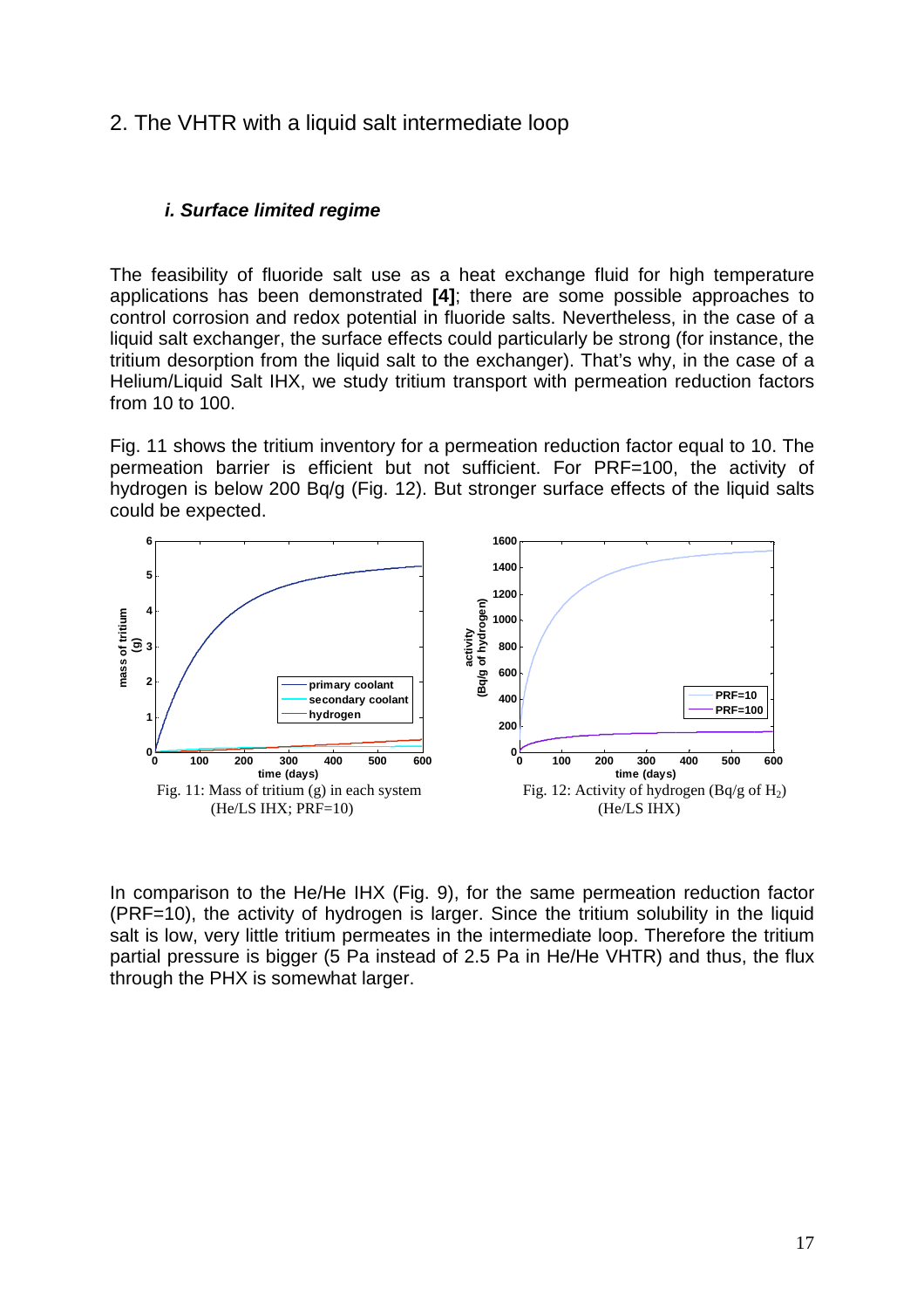## 2. The VHTR with a liquid salt intermediate loop

#### *i. Surface limited regime*

The feasibility of fluoride salt use as a heat exchange fluid for high temperature applications has been demonstrated **[4]**; there are some possible approaches to control corrosion and redox potential in fluoride salts. Nevertheless, in the case of a liquid salt exchanger, the surface effects could particularly be strong (for instance, the tritium desorption from the liquid salt to the exchanger). That's why, in the case of a Helium/Liquid Salt IHX, we study tritium transport with permeation reduction factors from 10 to 100.

Fig. 11 shows the tritium inventory for a permeation reduction factor equal to 10. The permeation barrier is efficient but not sufficient. For PRF=100, the activity of hydrogen is below 200 Bq/g (Fig. 12). But stronger surface effects of the liquid salts could be expected.

Fig. 11: Mass of tritium (g) in each system (He/LS IHX; PRF=10)

Fig. 12: Activity of hydrogen (Bq/g of $H_2$) (He/LS IHX)

In comparison to the He/He IHX (Fig. 9), for the same permeation reduction factor (PRF=10), the activity of hydrogen is larger. Since the tritium solubility in the liquid salt is low, very little tritium permeates in the intermediate loop. Therefore the tritium partial pressure is bigger (5 Pa instead of 2.5 Pa in He/He VHTR) and thus, the flux through the PHX is somewhat larger.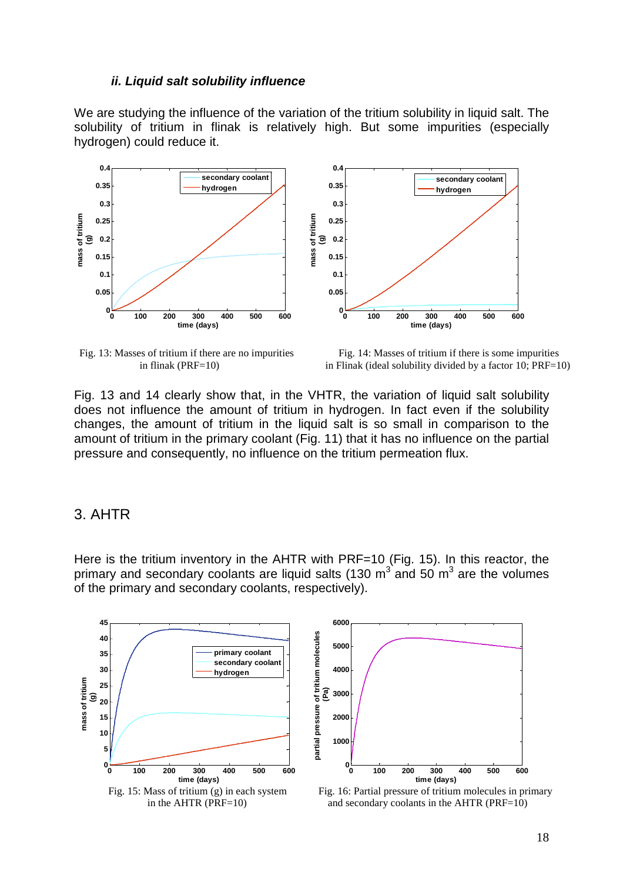### *ii. Liquid salt solubility influence*

We are studying the influence of the variation of the tritium solubility in liquid salt. The solubility of tritium in flinak is relatively high. But some impurities (especially hydrogen) could reduce it.

Fig. 13: Masses of tritium if there are no impurities in flinak (PRF=10)

Fig. 14: Masses of tritium if there is some impurities in Flinak (ideal solubility divided by a factor 10; PRF=10)

Fig. 13 and 14 clearly show that, in the VHTR, the variation of liquid salt solubility does not influence the amount of tritium in hydrogen. In fact even if the solubility changes, the amount of tritium in the liquid salt is so small in comparison to the amount of tritium in the primary coolant (Fig. 11) that it has no influence on the partial pressure and consequently, no influence on the tritium permeation flux.

## 3. AHTR

Here is the tritium inventory in the AHTR with PRF=10 (Fig. 15). In this reactor, the primary and secondary coolants are liquid salts (130 $m^3$ and 50 $m^3$ are the volumes of the primary and secondary coolants, respectively).

Fig. 15: Mass of tritium (g) in each system in the AHTR (PRF=10)

Fig. 16: Partial pressure of tritium molecules in primary and secondary coolants in the AHTR (PRF=10)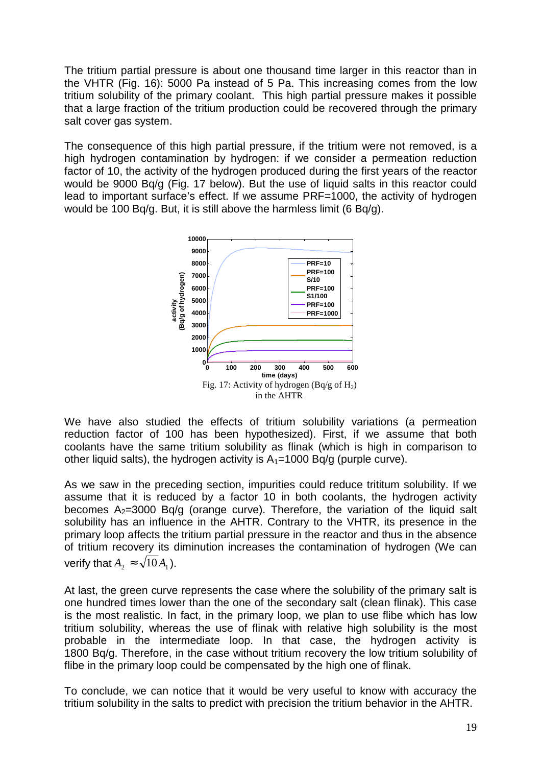The tritium partial pressure is about one thousand time larger in this reactor than in the VHTR (Fig. 16): 5000 Pa instead of 5 Pa. This increasing comes from the low tritium solubility of the primary coolant. This high partial pressure makes it possible that a large fraction of the tritium production could be recovered through the primary salt cover gas system.

The consequence of this high partial pressure, if the tritium were not removed, is a high hydrogen contamination by hydrogen: if we consider a permeation reduction factor of 10, the activity of the hydrogen produced during the first years of the reactor would be 9000 Bq/g (Fig. 17 below). But the use of liquid salts in this reactor could lead to important surface's effect. If we assume PRF=1000, the activity of hydrogen would be 100 Bq/g. But, it is still above the harmless limit (6 Bq/g).

Fig. 17: Activity of hydrogen (Bq/g of $H_2$) in the AHTR

We have also studied the effects of tritium solubility variations (a permeation reduction factor of 100 has been hypothesized). First, if we assume that both coolants have the same tritium solubility as flinak (which is high in comparison to other liquid salts), the hydrogen activity is $A_1$=1000 Bq/g (purple curve).

As we saw in the preceding section, impurities could reduce trititum solubility. If we assume that it is reduced by a factor 10 in both coolants, the hydrogen activity becomes $A_2$=3000 Bq/g (orange curve). Therefore, the variation of the liquid salt solubility has an influence in the AHTR. Contrary to the VHTR, its presence in the primary loop affects the tritium partial pressure in the reactor and thus in the absence of tritium recovery its diminution increases the contamination of hydrogen (We can verify that $A_2 \approx \sqrt{10} A_1$).

At last, the green curve represents the case where the solubility of the primary salt is one hundred times lower than the one of the secondary salt (clean flinak). This case is the most realistic. In fact, in the primary loop, we plan to use flibe which has low tritium solubility, whereas the use of flinak with relative high solubility is the most probable in the intermediate loop. In that case, the hydrogen activity is 1800 Bq/g. Therefore, in the case without tritium recovery the low tritium solubility of flibe in the primary loop could be compensated by the high one of flinak.

To conclude, we can notice that it would be very useful to know with accuracy the tritium solubility in the salts to predict with precision the tritium behavior in the AHTR.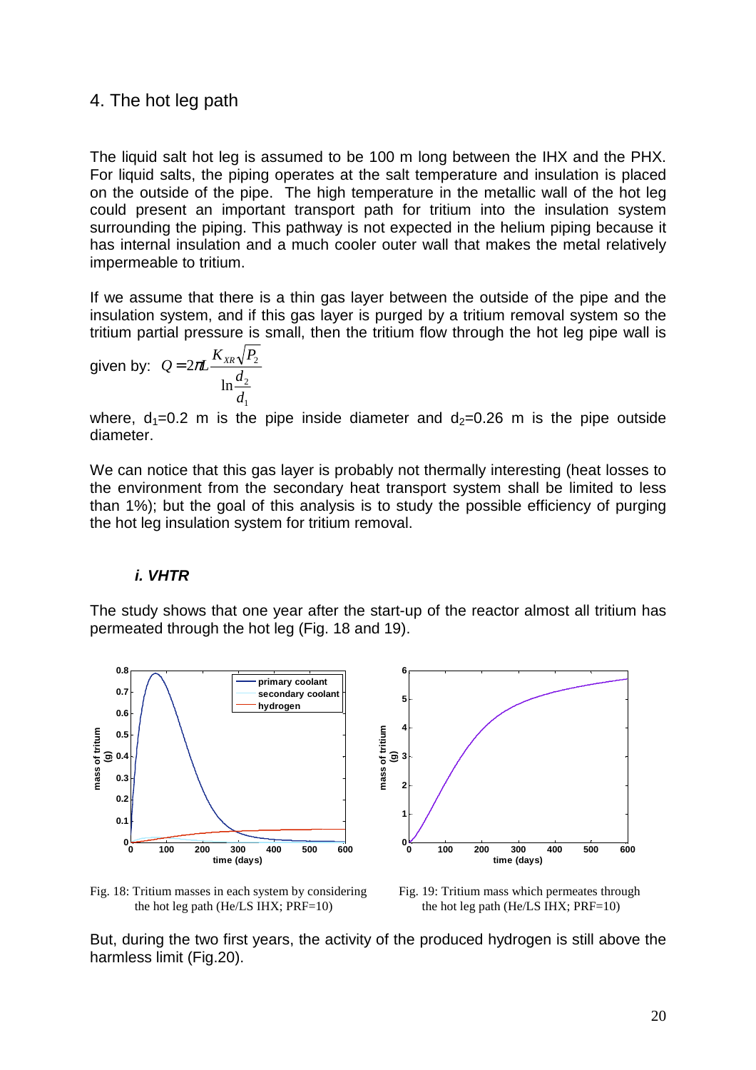## 4. The hot leg path

The liquid salt hot leg is assumed to be 100 m long between the IHX and the PHX. For liquid salts, the piping operates at the salt temperature and insulation is placed on the outside of the pipe. The high temperature in the metallic wall of the hot leg could present an important transport path for tritium into the insulation system surrounding the piping. This pathway is not expected in the helium piping because it has internal insulation and a much cooler outer wall that makes the metal relatively impermeable to tritium.

If we assume that there is a thin gas layer between the outside of the pipe and the insulation system, and if this gas layer is purged by a tritium removal system so the tritium partial pressure is small, then the tritium flow through the hot leg pipe wall is given by:

$$Q = 2\pi L \frac{K_{XR}\sqrt{P_2}}{\ln\frac{d_2}{d_1}}$$

where, $d_1$=0.2 m is the pipe inside diameter and $d_2$=0.26 m is the pipe outside diameter.

We can notice that this gas layer is probably not thermally interesting (heat losses to the environment from the secondary heat transport system shall be limited to less than 1%); but the goal of this analysis is to study the possible efficiency of purging the hot leg insulation system for tritium removal.

### *i. VHTR*

The study shows that one year after the start-up of the reactor almost all tritium has permeated through the hot leg (Fig. 18 and 19).

Fig. 18: Tritium masses in each system by considering the hot leg path (He/LS IHX; PRF=10)

Fig. 19: Tritium mass which permeates through the hot leg path (He/LS IHX; PRF=10)

But, during the two first years, the activity of the produced hydrogen is still above the harmless limit (Fig.20).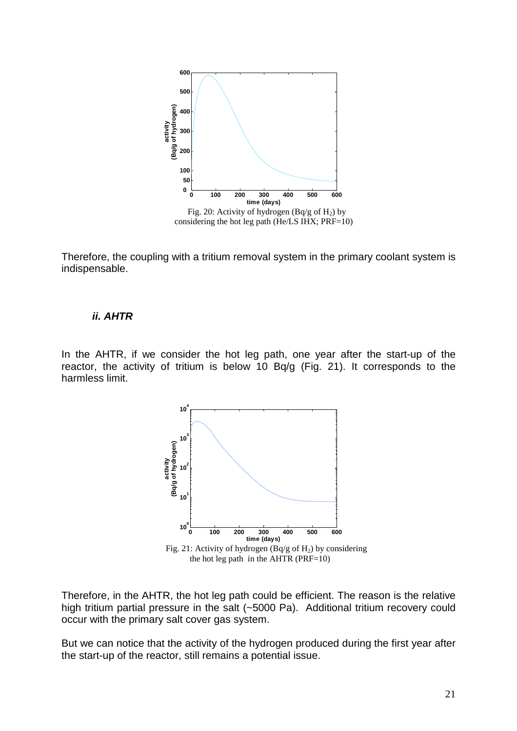Fig. 20: Activity of hydrogen (Bq/g of $H_2$) by considering the hot leg path (He/LS IHX; PRF=10)

Therefore, the coupling with a tritium removal system in the primary coolant system is indispensable.

#### *ii. AHTR*

In the AHTR, if we consider the hot leg path, one year after the start-up of the reactor, the activity of tritium is below 10 Bq/g (Fig. 21). It corresponds to the harmless limit.

Fig. 21: Activity of hydrogen (Bq/g of $H_2$) by considering the hot leg path in the AHTR (PRF=10)

Therefore, in the AHTR, the hot leg path could be efficient. The reason is the relative high tritium partial pressure in the salt (~5000 Pa). Additional tritium recovery could occur with the primary salt cover gas system.

But we can notice that the activity of the hydrogen produced during the first year after the start-up of the reactor, still remains a potential issue.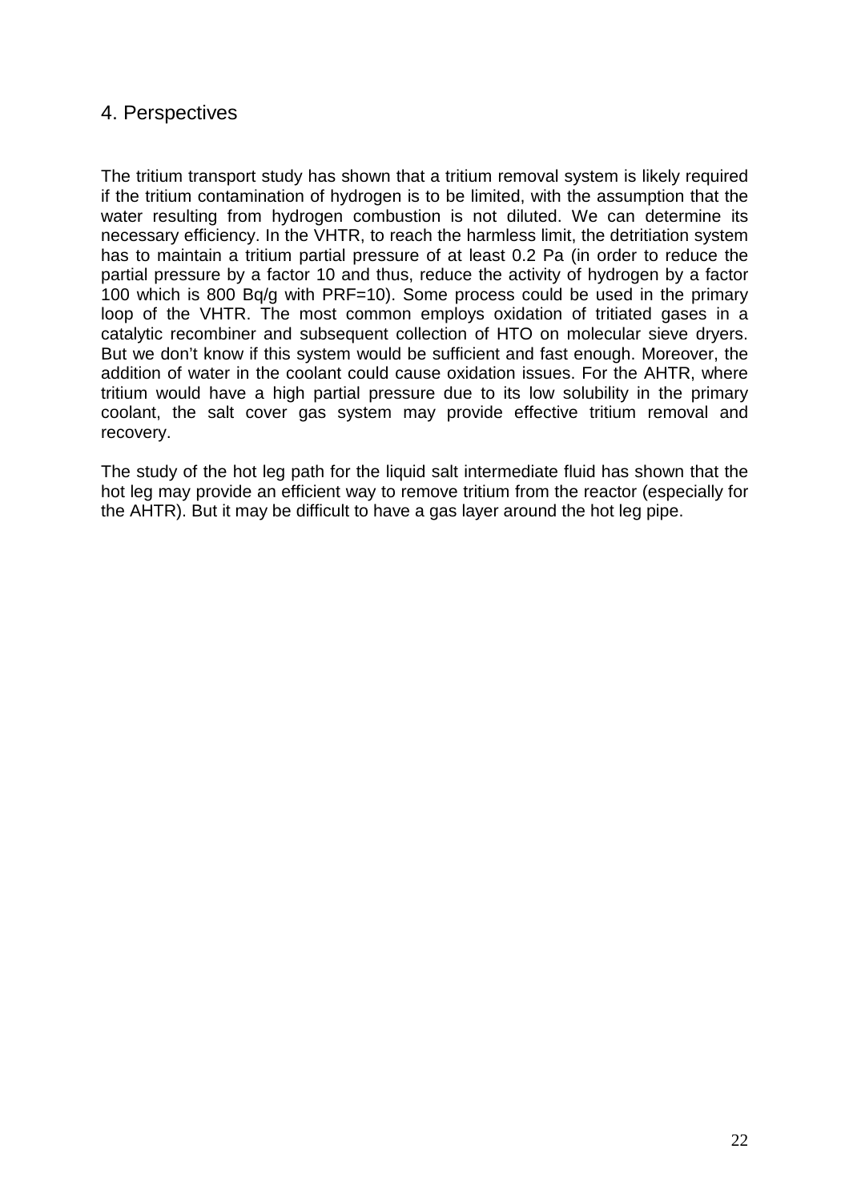## 4. Perspectives

The tritium transport study has shown that a tritium removal system is likely required if the tritium contamination of hydrogen is to be limited, with the assumption that the water resulting from hydrogen combustion is not diluted. We can determine its necessary efficiency. In the VHTR, to reach the harmless limit, the detritiation system has to maintain a tritium partial pressure of at least 0.2 Pa (in order to reduce the partial pressure by a factor 10 and thus, reduce the activity of hydrogen by a factor 100 which is 800 Bq/g with PRF=10). Some process could be used in the primary loop of the VHTR. The most common employs oxidation of tritiated gases in a catalytic recombiner and subsequent collection of HTO on molecular sieve dryers. But we don't know if this system would be sufficient and fast enough. Moreover, the addition of water in the coolant could cause oxidation issues. For the AHTR, where tritium would have a high partial pressure due to its low solubility in the primary coolant, the salt cover gas system may provide effective tritium removal and recovery.

The study of the hot leg path for the liquid salt intermediate fluid has shown that the hot leg may provide an efficient way to remove tritium from the reactor (especially for the AHTR). But it may be difficult to have a gas layer around the hot leg pipe.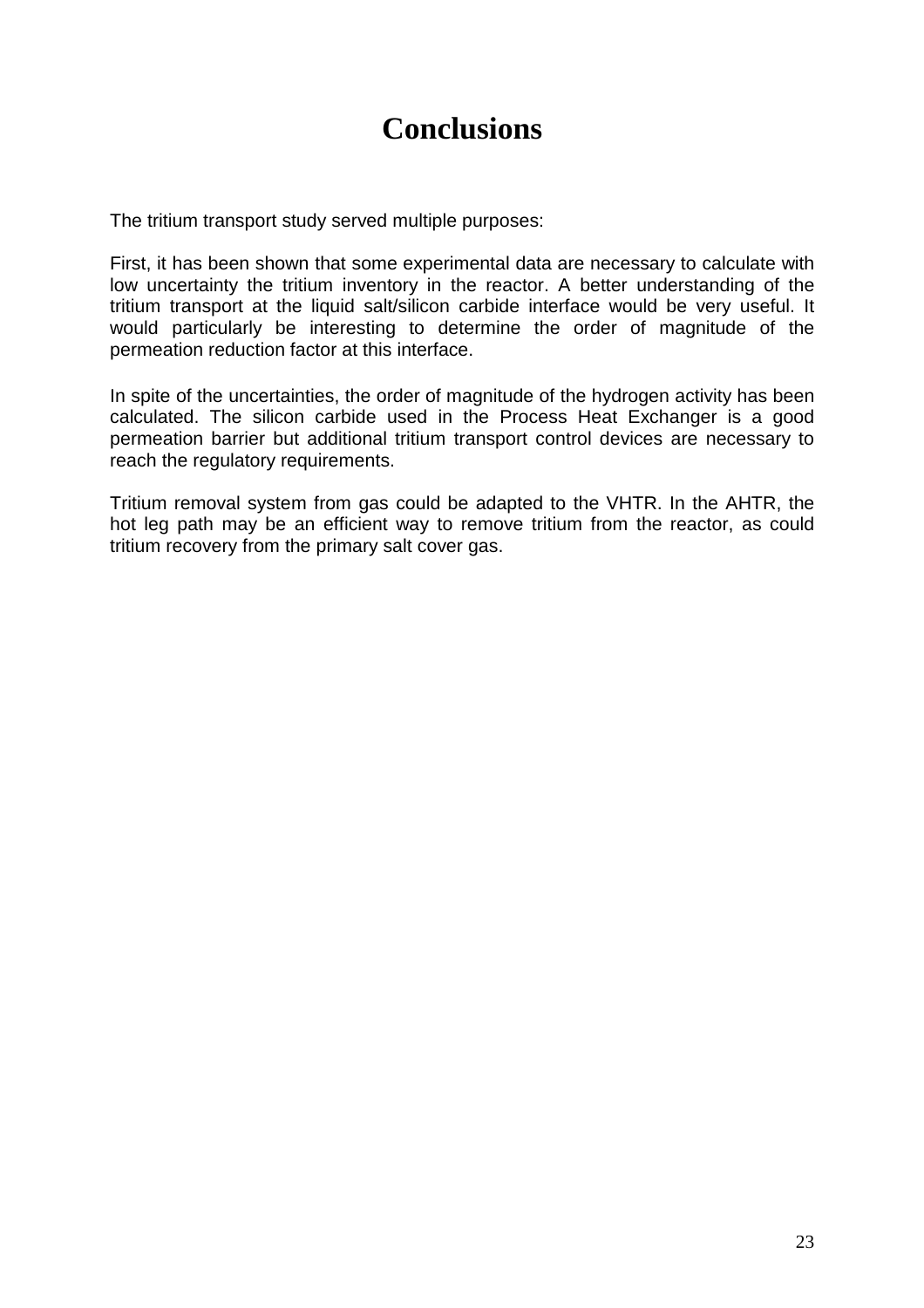# Conclusions

The tritium transport study served multiple purposes:

First, it has been shown that some experimental data are necessary to calculate with low uncertainty the tritium inventory in the reactor. A better understanding of the tritium transport at the liquid salt/silicon carbide interface would be very useful. It would particularly be interesting to determine the order of magnitude of the permeation reduction factor at this interface.

In spite of the uncertainties, the order of magnitude of the hydrogen activity has been calculated. The silicon carbide used in the Process Heat Exchanger is a good permeation barrier but additional tritium transport control devices are necessary to reach the regulatory requirements.

Tritium removal system from gas could be adapted to the VHTR. In the AHTR, the hot leg path may be an efficient way to remove tritium from the reactor, as could tritium recovery from the primary salt cover gas.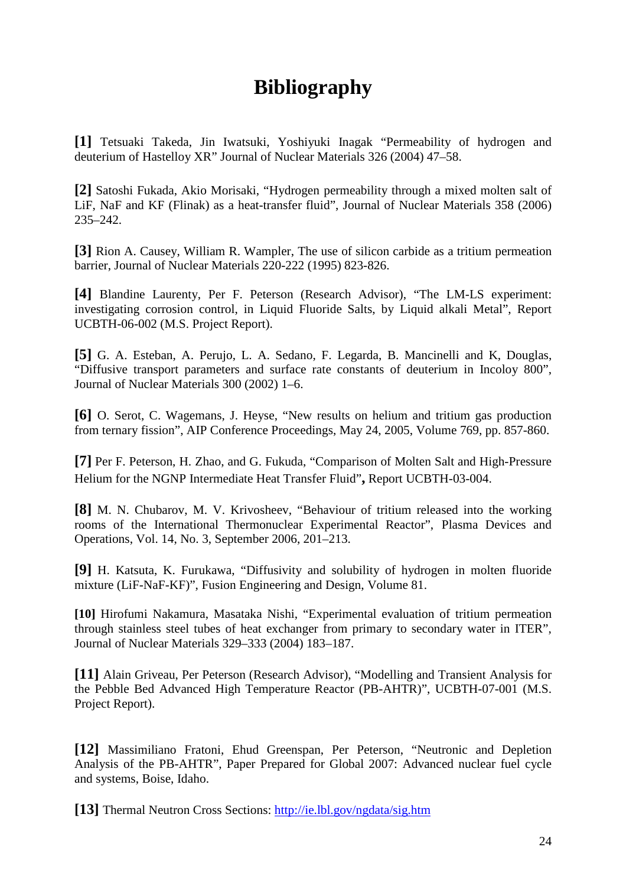# Bibliography

**[1]** Tetsuaki Takeda, Jin Iwatsuki, Yoshiyuki Inagak "Permeability of hydrogen and deuterium of Hastelloy XR" Journal of Nuclear Materials 326 (2004) 47–58.

**[2]** Satoshi Fukada, Akio Morisaki, "Hydrogen permeability through a mixed molten salt of LiF, NaF and KF (Flinak) as a heat-transfer fluid", Journal of Nuclear Materials 358 (2006) 235–242.

**[3]** Rion A. Causey, William R. Wampler, The use of silicon carbide as a tritium permeation barrier, Journal of Nuclear Materials 220-222 (1995) 823-826.

**[4]** Blandine Laurenty, Per F. Peterson (Research Advisor), "The LM-LS experiment: investigating corrosion control, in Liquid Fluoride Salts, by Liquid alkali Metal", Report UCBTH-06-002 (M.S. Project Report).

**[5]** G. A. Esteban, A. Perujo, L. A. Sedano, F. Legarda, B. Mancinelli and K, Douglas, "Diffusive transport parameters and surface rate constants of deuterium in Incoloy 800", Journal of Nuclear Materials 300 (2002) 1–6.

**[6]** O. Serot, C. Wagemans, J. Heyse, "New results on helium and tritium gas production from ternary fission", AIP Conference Proceedings, May 24, 2005, Volume 769, pp. 857-860.

**[7]** Per F. Peterson, H. Zhao, and G. Fukuda, "Comparison of Molten Salt and High-Pressure Helium for the NGNP Intermediate Heat Transfer Fluid"**,** Report UCBTH-03-004.

**[8]** M. N. Chubarov, M. V. Krivosheev, "Behaviour of tritium released into the working rooms of the International Thermonuclear Experimental Reactor", Plasma Devices and Operations, Vol. 14, No. 3, September 2006, 201–213.

**[9]** H. Katsuta, K. Furukawa, "Diffusivity and solubility of hydrogen in molten fluoride mixture (LiF-NaF-KF)", Fusion Engineering and Design, Volume 81.

**[10]** Hirofumi Nakamura, Masataka Nishi, "Experimental evaluation of tritium permeation through stainless steel tubes of heat exchanger from primary to secondary water in ITER", Journal of Nuclear Materials 329–333 (2004) 183–187.

**[11]** Alain Griveau, Per Peterson (Research Advisor), "Modelling and Transient Analysis for the Pebble Bed Advanced High Temperature Reactor (PB-AHTR)", UCBTH-07-001 (M.S. Project Report).

**[12]** Massimiliano Fratoni, Ehud Greenspan, Per Peterson, "Neutronic and Depletion Analysis of the PB-AHTR", Paper Prepared for Global 2007: Advanced nuclear fuel cycle and systems, Boise, Idaho.

**[13]** Thermal Neutron Cross Sections: http://ie.lbl.gov/ngdata/sig.htm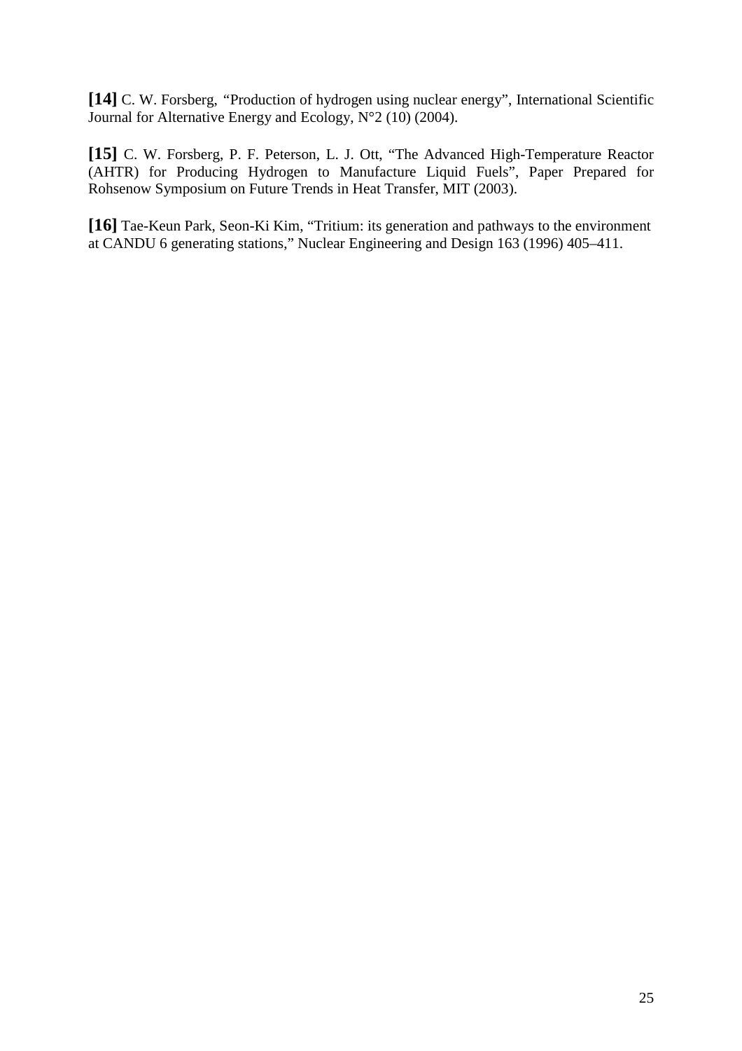**[14]** C. W. Forsberg, "Production of hydrogen using nuclear energy", International Scientific Journal for Alternative Energy and Ecology, N°2 (10) (2004).

**[15]** C. W. Forsberg, P. F. Peterson, L. J. Ott, "The Advanced High-Temperature Reactor (AHTR) for Producing Hydrogen to Manufacture Liquid Fuels", Paper Prepared for Rohsenow Symposium on Future Trends in Heat Transfer, MIT (2003).

**[16]** Tae-Keun Park, Seon-Ki Kim, "Tritium: its generation and pathways to the environment at CANDU 6 generating stations," Nuclear Engineering and Design 163 (1996) 405–411.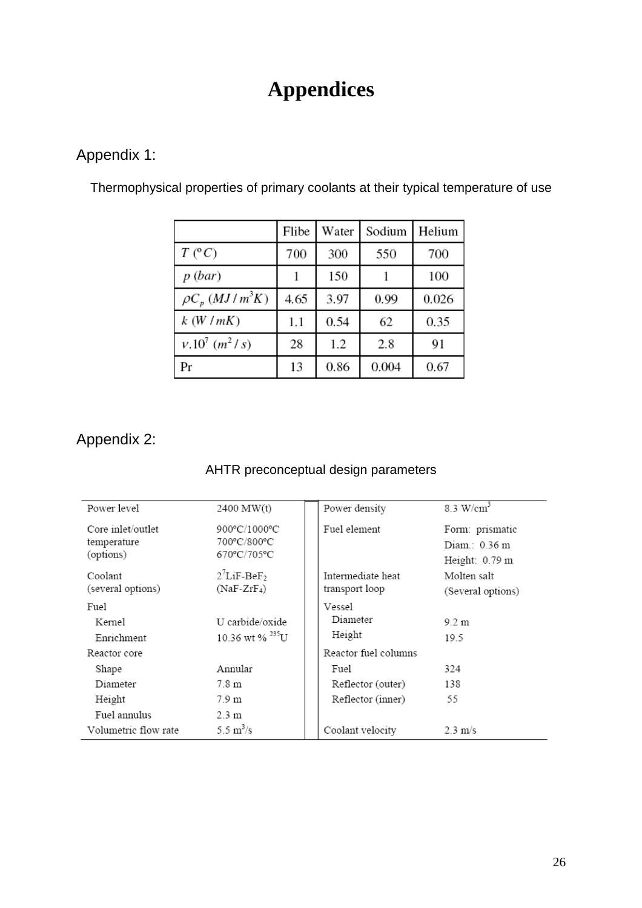# Appendices

## Appendix 1:

Thermophysical properties of primary coolants at their typical temperature of use

| | Flibe | Water | Sodium | Helium |
|---|---|---|---|---|
| $T\ (^{o}C)$ | 700 | 300 | 550 | 700 |
| $p\ (bar)$ | 1 | 150 | 1 | 100 |
| $\rho C_p\ (MJ/m^3K)$ | 4.65 | 3.97 | 0.99 | 0.026 |
| $k\ (W/mK)$ | 1.1 | 0.54 | 62 | 0.35 |
| $\nu.10^7\ (m^2/s)$ | 28 | 1.2 | 2.8 | 91 |
| Pr | 13 | 0.86 | 0.004 | 0.67 |

## Appendix 2:

AHTR preconceptual design parameters

| | | | |
|---|---|---|---|
| Power level | 2400 MW(t) | Power density | 8.3 W/cm$^3$ |
| Core inlet/outlet temperature (options) | 900°C/1000°C<br>700°C/800°C<br>670°C/705°C | Fuel element | Form: prismatic<br>Diam.: 0.36 m<br>Height: 0.79 m |
| Coolant (several options) | $2^7LiF\text{-}BeF_2$<br>$(NaF\text{-}ZrF_4)$ | Intermediate heat transport loop | Molten salt<br>(Several options) |
| Fuel | | Vessel | |
| Kernel | U carbide/oxide | Diameter | 9.2 m |
| Enrichment | 10.36 wt % $^{235}U$ | Height | 19.5 |
| Reactor core | | Reactor fuel columns | |
| Shape | Annular | Fuel | 324 |
| Diameter | 7.8 m | Reflector (outer) | 138 |
| Height | 7.9 m | Reflector (inner) | 55 |
| Fuel annulus | 2.3 m | | |
| Volumetric flow rate | 5.5 m$^3$/s | Coolant velocity | 2.3 m/s |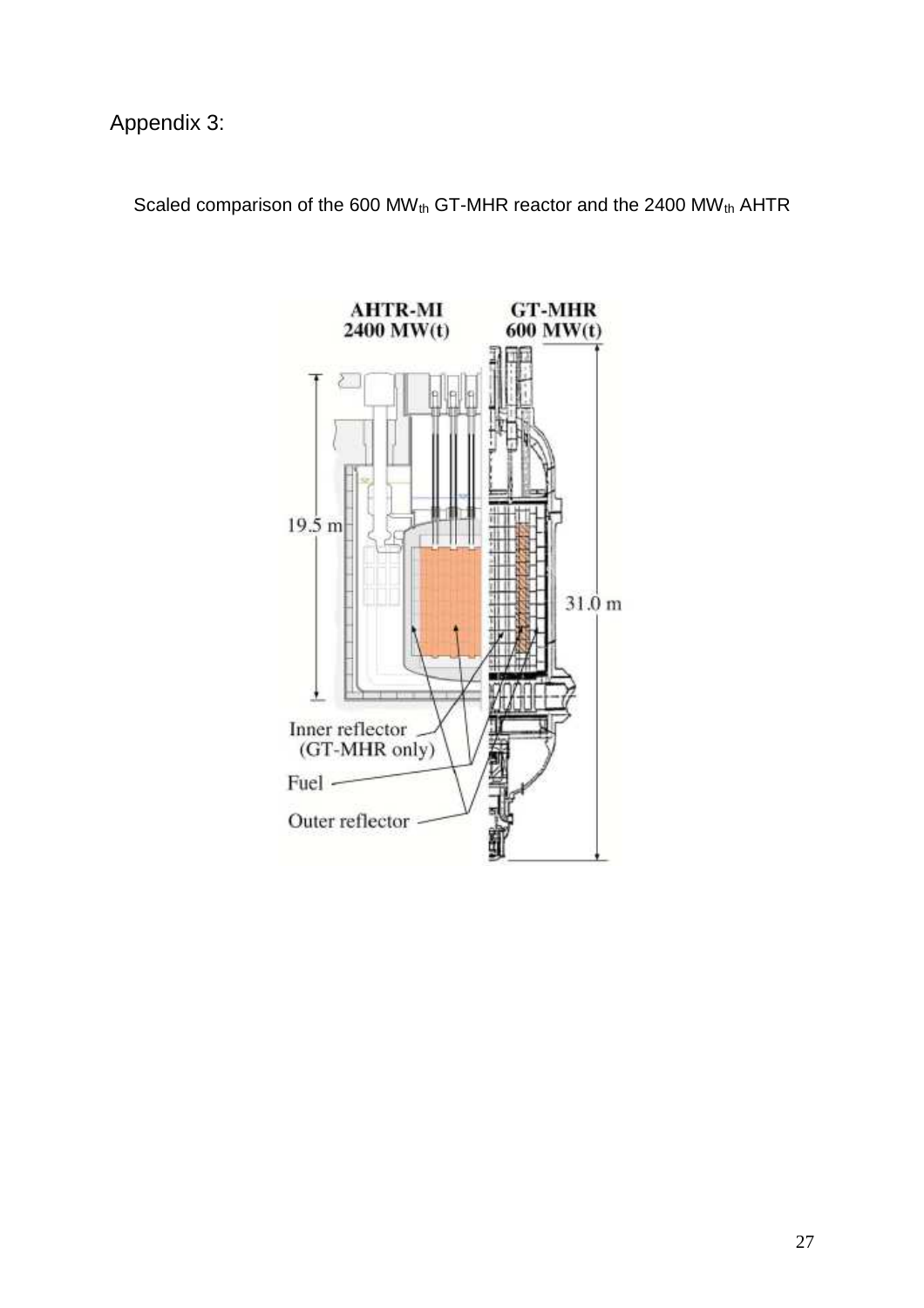Appendix 3:

Scaled comparison of the 600 $MW_{th}$ GT-MHR reactor and the 2400 $MW_{th}$ AHTR

AHTR-MI 2400 MW(t)

GT-MHR 600 MW(t)

19.5 m

31.0 m

Inner reflector (GT-MHR only)

Fuel

Outer reflector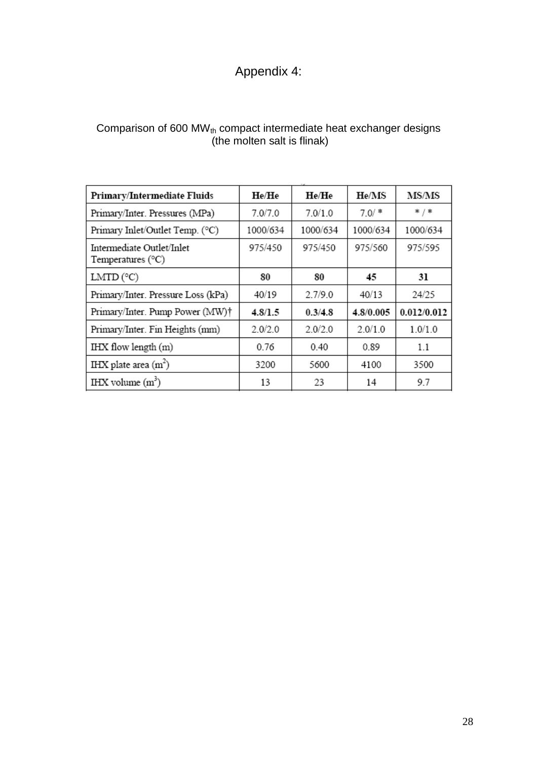# Appendix 4:

Comparison of 600 $MW_{th}$ compact intermediate heat exchanger designs
(the molten salt is flinak)

| **Primary/Intermediate Fluids** | **He/He** | **He/He** | **He/MS** | **MS/MS** |
|---|---|---|---|---|
| Primary/Inter. Pressures (MPa) | 7.0/7.0 | 7.0/1.0 | 7.0/ * | * / * |
| Primary Inlet/Outlet Temp. (°C) | 1000/634 | 1000/634 | 1000/634 | 1000/634 |
| Intermediate Outlet/Inlet Temperatures (°C) | 975/450 | 975/450 | 975/560 | 975/595 |
| LMTD (°C) | **80** | **80** | **45** | **31** |
| Primary/Inter. Pressure Loss (kPa) | 40/19 | 2.7/9.0 | 40/13 | 24/25 |
| Primary/Inter. Pump Power (MW)† | **4.8/1.5** | **0.3/4.8** | **4.8/0.005** | **0.012/0.012** |
| Primary/Inter. Fin Heights (mm) | 2.0/2.0 | 2.0/2.0 | 2.0/1.0 | 1.0/1.0 |
| IHX flow length (m) | 0.76 | 0.40 | 0.89 | 1.1 |
| IHX plate area ($m^2$) | 3200 | 5600 | 4100 | 3500 |
| IHX volume ($m^3$) | 13 | 23 | 14 | 9.7 |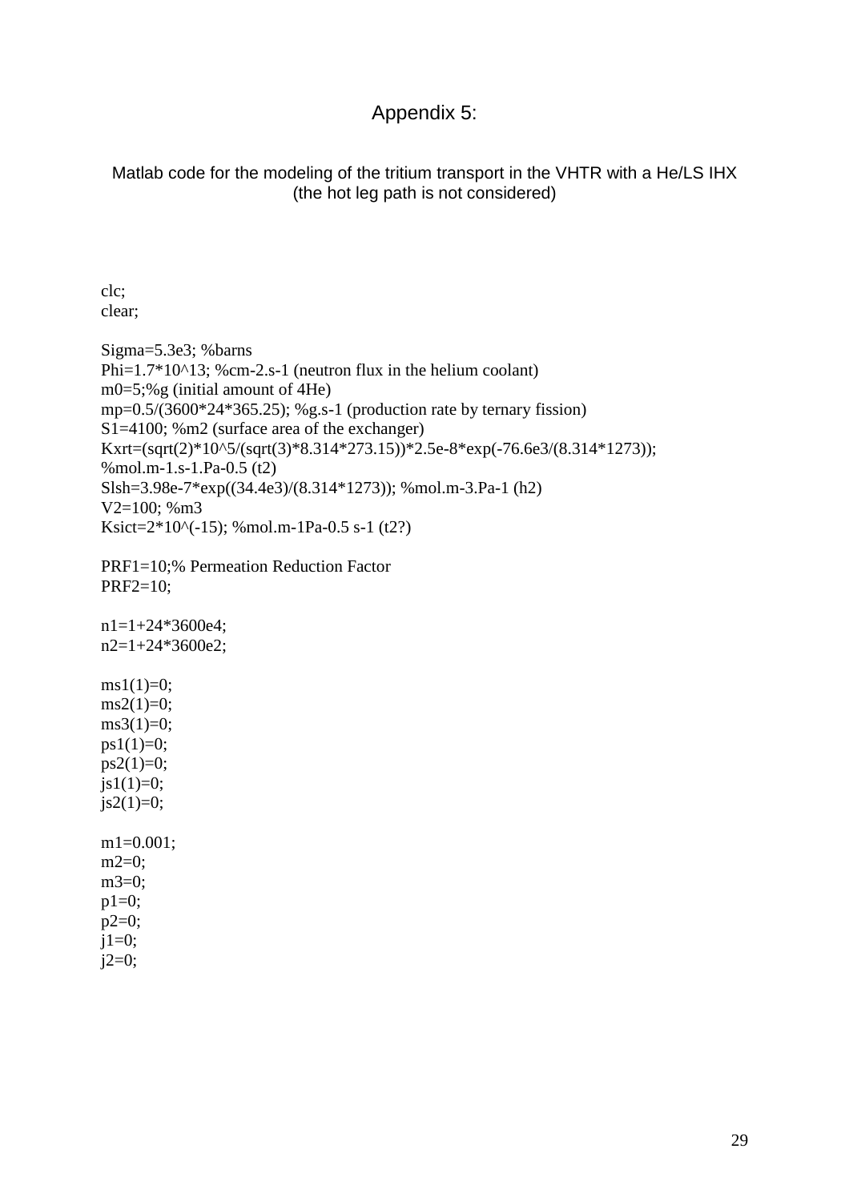# Appendix 5:

Matlab code for the modeling of the tritium transport in the VHTR with a He/LS IHX (the hot leg path is not considered)

```
clc;
clear;

Sigma=5.3e3; %barns
Phi=1.7*10^13; %cm-2.s-1 (neutron flux in the helium coolant)
m0=5;%g (initial amount of 4He)
mp=0.5/(3600*24*365.25); %g.s-1 (production rate by ternary fission)
S1=4100; %m2 (surface area of the exchanger)
Kxrt=(sqrt(2)*10^5/(sqrt(3)*8.314*273.15))*2.5e-8*exp(-76.6e3/(8.314*1273));
%mol.m-1.s-1.Pa-0.5 (t2)
Slsh=3.98e-7*exp((34.4e3)/(8.314*1273)); %mol.m-3.Pa-1 (h2)
V2=100; %m3
Ksict=2*10^(-15); %mol.m-1Pa-0.5 s-1 (t2?)

PRF1=10;% Permeation Reduction Factor
PRF2=10;

n1=1+24*3600e4;
n2=1+24*3600e2;

ms1(1)=0;
ms2(1)=0;
ms3(1)=0;
ps1(1)=0;
ps2(1)=0;
js1(1)=0;
js2(1)=0;

m1=0.001;
m2=0;
m3=0;
p1=0;
p2=0;
j1=0;
j2=0;
```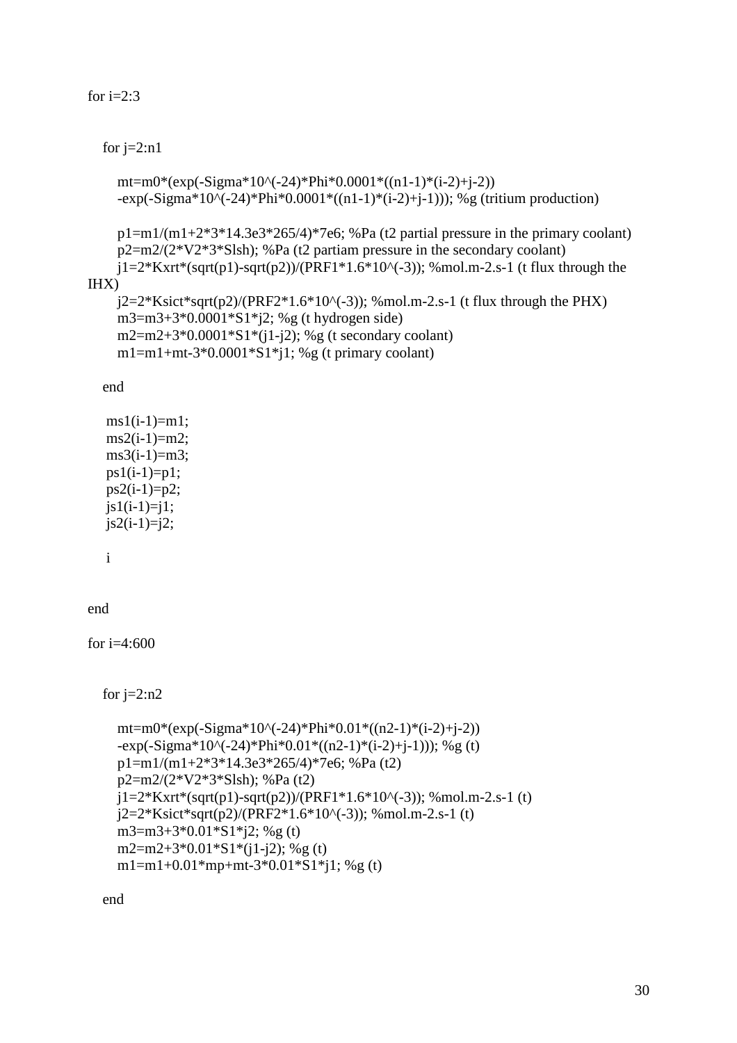```
for i=2:3


   for j=2:n1

      mt=m0*(exp(-Sigma*10^(-24)*Phi*0.0001*((n1-1)*(i-2)+j-2))
      -exp(-Sigma*10^(-24)*Phi*0.0001*((n1-1)*(i-2)+j-1))); %g (tritium production)

      p1=m1/(m1+2*3*14.3e3*265/4)*7e6; %Pa (t2 partial pressure in the primary coolant)
      p2=m2/(2*V2*3*Slsh); %Pa (t2 partiam pressure in the secondary coolant)
      j1=2*Kxrt*(sqrt(p1)-sqrt(p2))/(PRF1*1.6*10^(-3)); %mol.m-2.s-1 (t flux through the
IHX)
      j2=2*Ksict*sqrt(p2)/(PRF2*1.6*10^(-3)); %mol.m-2.s-1 (t flux through the PHX)
      m3=m3+3*0.0001*S1*j2; %g (t hydrogen side)
      m2=m2+3*0.0001*S1*(j1-j2); %g (t secondary coolant)
      m1=m1+mt-3*0.0001*S1*j1; %g (t primary coolant)

   end

    ms1(i-1)=m1;
    ms2(i-1)=m2;
    ms3(i-1)=m3;
    ps1(i-1)=p1;
    ps2(i-1)=p2;
    js1(i-1)=j1;
    js2(i-1)=j2;

    i


end

for i=4:600


   for j=2:n2

      mt=m0*(exp(-Sigma*10^(-24)*Phi*0.01*((n2-1)*(i-2)+j-2))
      -exp(-Sigma*10^(-24)*Phi*0.01*((n2-1)*(i-2)+j-1))); %g (t)
      p1=m1/(m1+2*3*14.3e3*265/4)*7e6; %Pa (t2)
      p2=m2/(2*V2*3*Slsh); %Pa (t2)
      j1=2*Kxrt*(sqrt(p1)-sqrt(p2))/(PRF1*1.6*10^(-3)); %mol.m-2.s-1 (t)
      j2=2*Ksict*sqrt(p2)/(PRF2*1.6*10^(-3)); %mol.m-2.s-1 (t)
      m3=m3+3*0.01*S1*j2; %g (t)
      m2=m2+3*0.01*S1*(j1-j2); %g (t)
      m1=m1+0.01*mp+mt-3*0.01*S1*j1; %g (t)

   end
```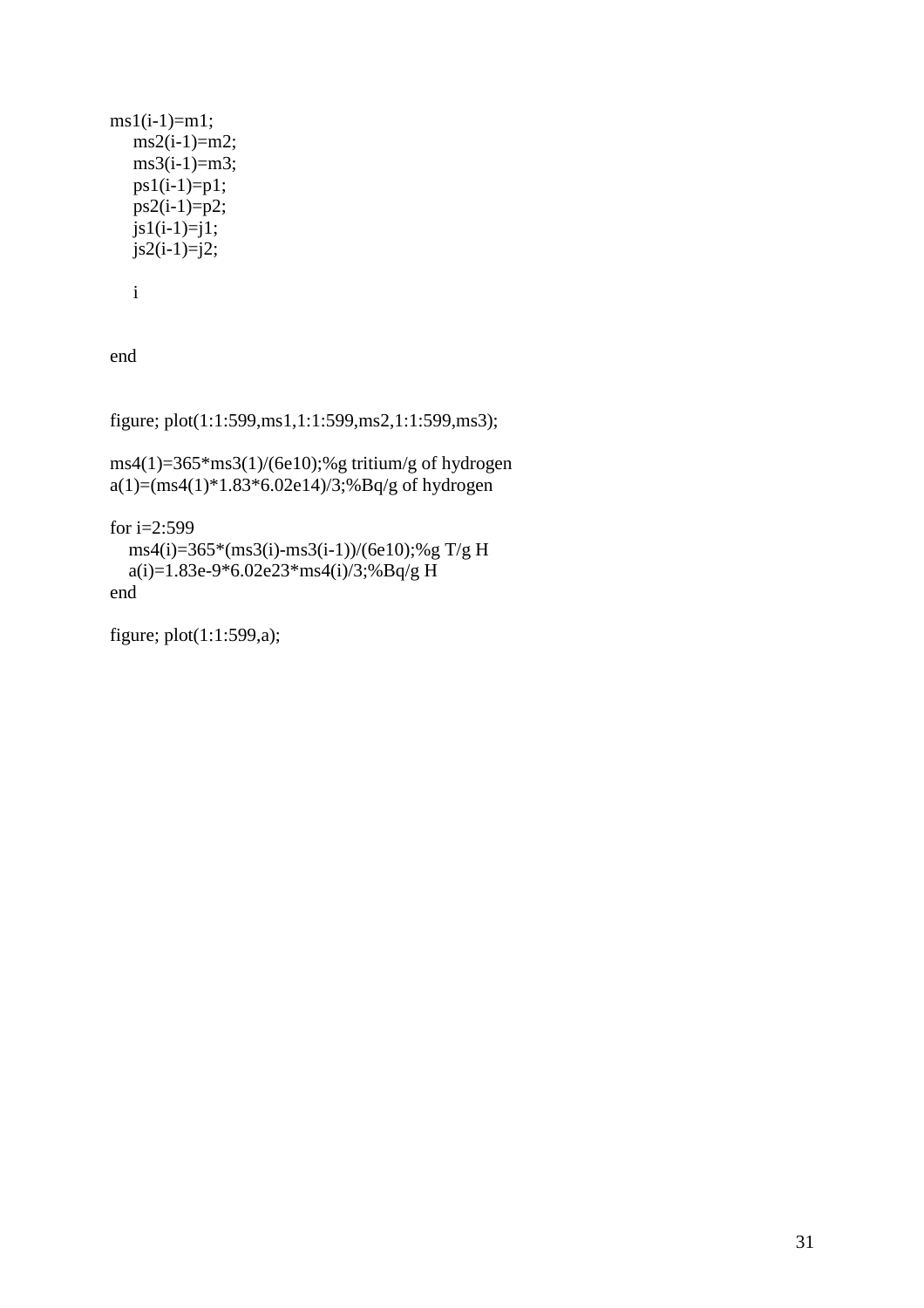```
ms1(i-1)=m1;
    ms2(i-1)=m2;
    ms3(i-1)=m3;
    ps1(i-1)=p1;
    ps2(i-1)=p2;
    js1(i-1)=j1;
    js2(i-1)=j2;

    i


end


figure; plot(1:1:599,ms1,1:1:599,ms2,1:1:599,ms3);

ms4(1)=365*ms3(1)/(6e10);%g tritium/g of hydrogen
a(1)=(ms4(1)*1.83*6.02e14)/3;%Bq/g of hydrogen

for i=2:599
   ms4(i)=365*(ms3(i)-ms3(i-1))/(6e10);%g T/g H
   a(i)=1.83e-9*6.02e23*ms4(i)/3;%Bq/g H
end

figure; plot(1:1:599,a);
```